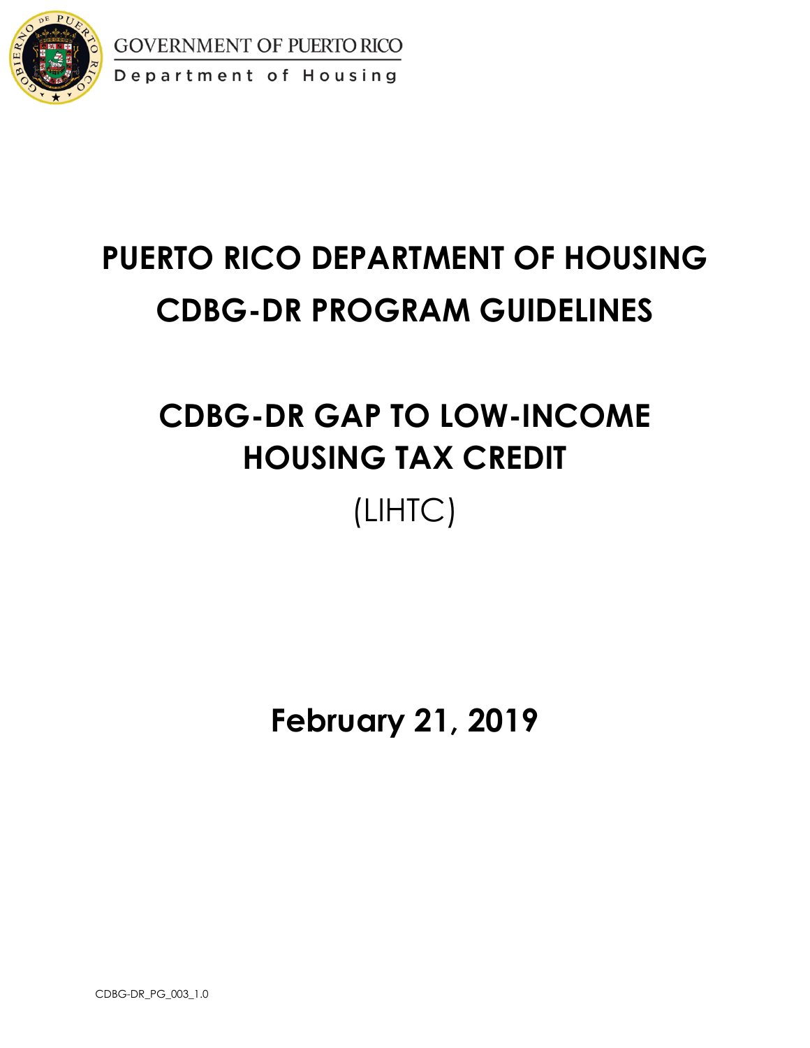GOVERNMENT OF PUERTO RICO

Department of Housing

# PUERTO RICO DEPARTMENT OF HOUSING
# CDBG-DR PROGRAM GUIDELINES

# CDBG-DR GAP TO LOW-INCOME HOUSING TAX CREDIT

(LIHTC)

**February 21, 2019**

CDBG-DR_PG_003_1.0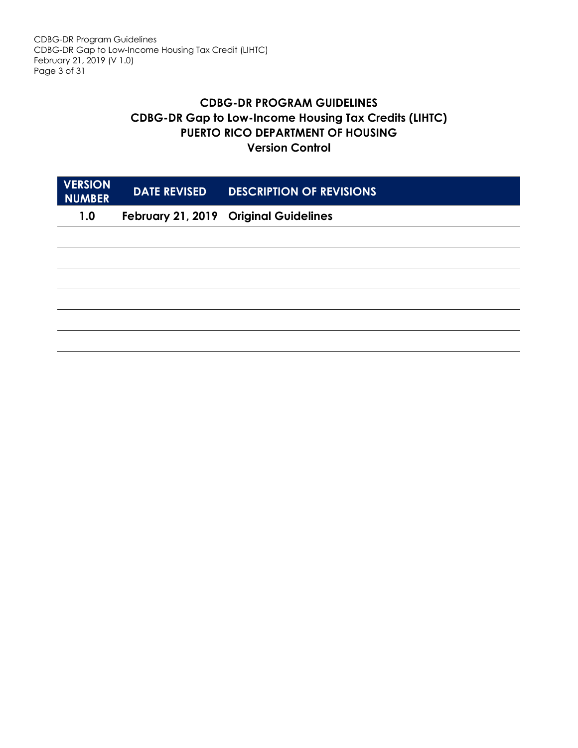**CDBG-DR PROGRAM GUIDELINES**
**CDBG-DR Gap to Low-Income Housing Tax Credits (LIHTC)**
**PUERTO RICO DEPARTMENT OF HOUSING**
**Version Control**

| VERSION NUMBER | DATE REVISED | DESCRIPTION OF REVISIONS |
|---|---|---|
| 1.0 | February 21, 2019 | Original Guidelines |
| | | |
| | | |
| | | |
| | | |
| | | |
| | | |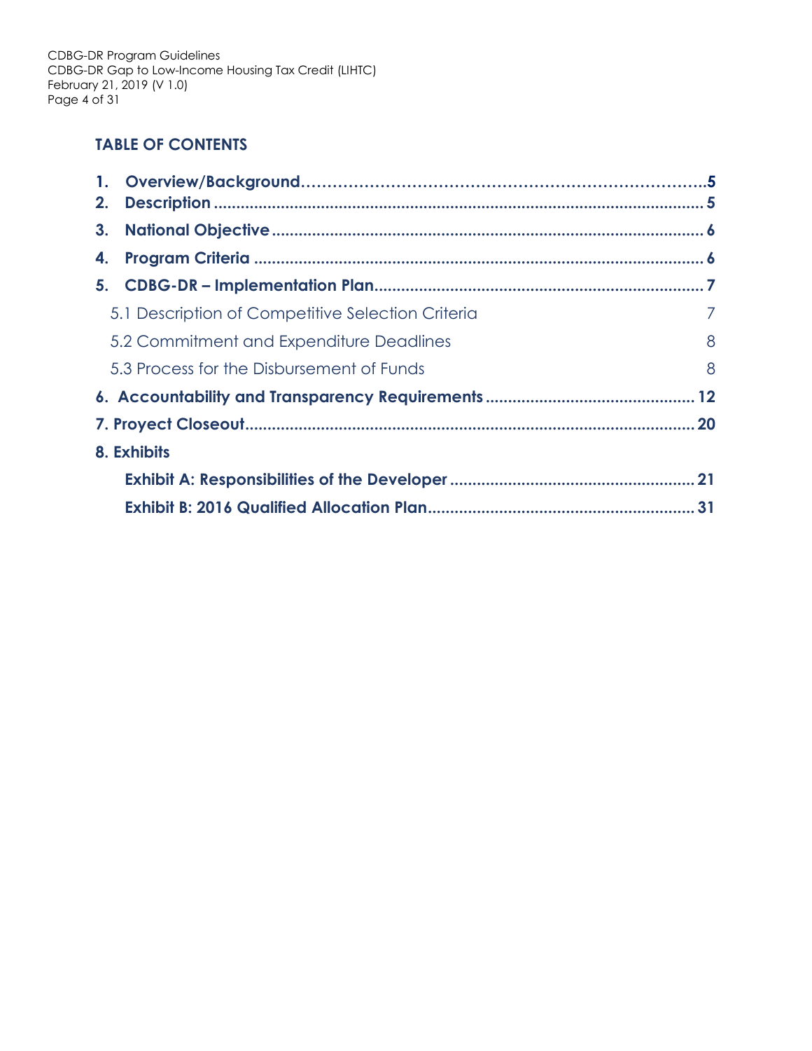## TABLE OF CONTENTS

1. **Overview/Background** .....5
2. **Description** .....5
3. **National Objective** .....6
4. **Program Criteria** .....6
5. **CDBG-DR – Implementation Plan** .....7
   - 5.1 Description of Competitive Selection Criteria 7
   - 5.2 Commitment and Expenditure Deadlines 8
   - 5.3 Process for the Disbursement of Funds 8
6. **Accountability and Transparency Requirements** .....12
7. **Proyect Closeout** .....20
8. **Exhibits**
   - **Exhibit A: Responsibilities of the Developer** .....21
   - **Exhibit B: 2016 Qualified Allocation Plan** .....31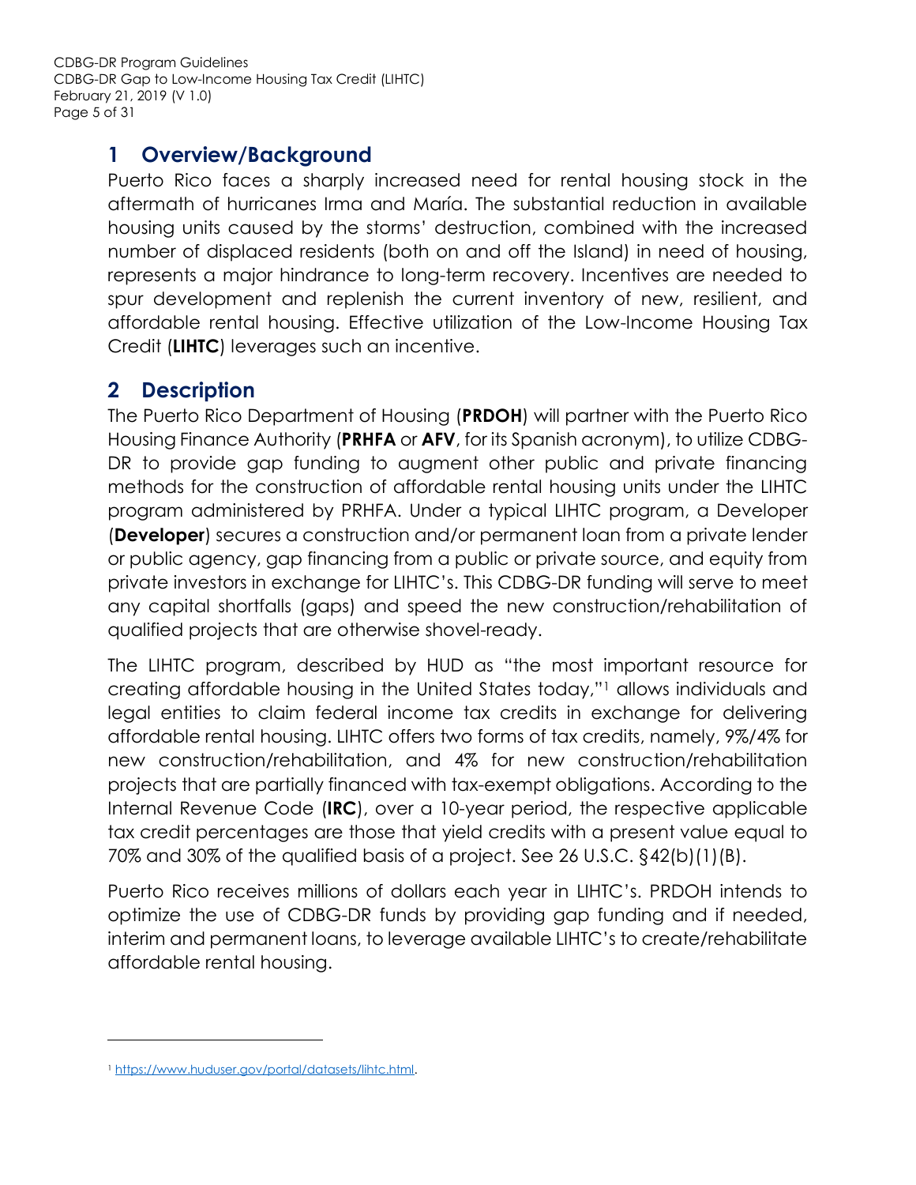# 1 Overview/Background

Puerto Rico faces a sharply increased need for rental housing stock in the aftermath of hurricanes Irma and María. The substantial reduction in available housing units caused by the storms' destruction, combined with the increased number of displaced residents (both on and off the Island) in need of housing, represents a major hindrance to long-term recovery. Incentives are needed to spur development and replenish the current inventory of new, resilient, and affordable rental housing. Effective utilization of the Low-Income Housing Tax Credit (**LIHTC**) leverages such an incentive.

# 2 Description

The Puerto Rico Department of Housing (**PRDOH**) will partner with the Puerto Rico Housing Finance Authority (**PRHFA** or **AFV**, for its Spanish acronym), to utilize CDBG-DR to provide gap funding to augment other public and private financing methods for the construction of affordable rental housing units under the LIHTC program administered by PRHFA. Under a typical LIHTC program, a Developer (**Developer**) secures a construction and/or permanent loan from a private lender or public agency, gap financing from a public or private source, and equity from private investors in exchange for LIHTC's. This CDBG-DR funding will serve to meet any capital shortfalls (gaps) and speed the new construction/rehabilitation of qualified projects that are otherwise shovel-ready.

The LIHTC program, described by HUD as "the most important resource for creating affordable housing in the United States today,"[1] allows individuals and legal entities to claim federal income tax credits in exchange for delivering affordable rental housing. LIHTC offers two forms of tax credits, namely, 9%/4% for new construction/rehabilitation, and 4% for new construction/rehabilitation projects that are partially financed with tax-exempt obligations. According to the Internal Revenue Code (**IRC**), over a 10-year period, the respective applicable tax credit percentages are those that yield credits with a present value equal to 70% and 30% of the qualified basis of a project. See 26 U.S.C. §42(b)(1)(B).

Puerto Rico receives millions of dollars each year in LIHTC's. PRDOH intends to optimize the use of CDBG-DR funds by providing gap funding and if needed, interim and permanent loans, to leverage available LIHTC's to create/rehabilitate affordable rental housing.

---

[1] https://www.huduser.gov/portal/datasets/lihtc.html.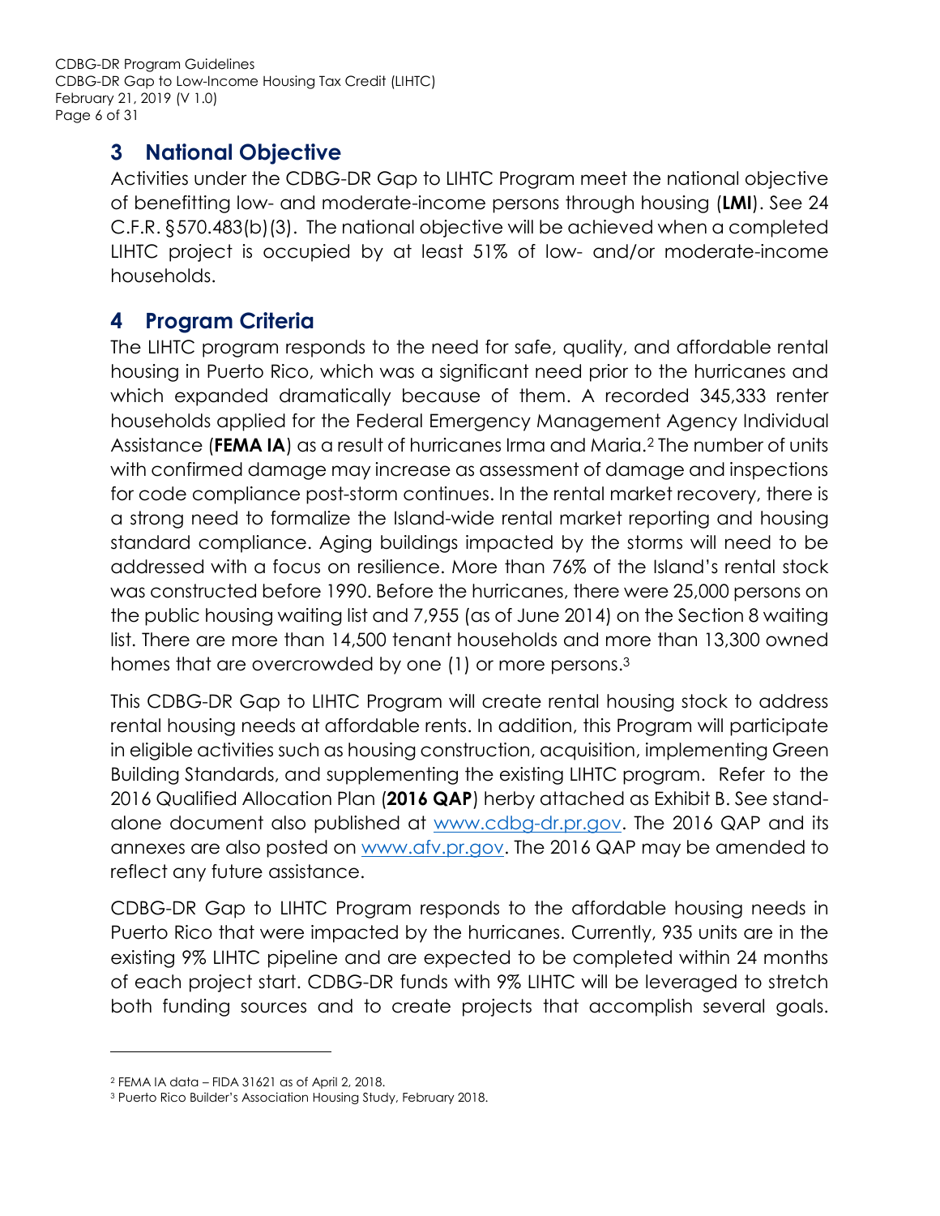## 3 National Objective

Activities under the CDBG-DR Gap to LIHTC Program meet the national objective of benefitting low- and moderate-income persons through housing (**LMI**). See 24 C.F.R. §570.483(b)(3). The national objective will be achieved when a completed LIHTC project is occupied by at least 51% of low- and/or moderate-income households.

## 4 Program Criteria

The LIHTC program responds to the need for safe, quality, and affordable rental housing in Puerto Rico, which was a significant need prior to the hurricanes and which expanded dramatically because of them. A recorded 345,333 renter households applied for the Federal Emergency Management Agency Individual Assistance (**FEMA IA**) as a result of hurricanes Irma and Maria.[2] The number of units with confirmed damage may increase as assessment of damage and inspections for code compliance post-storm continues. In the rental market recovery, there is a strong need to formalize the Island-wide rental market reporting and housing standard compliance. Aging buildings impacted by the storms will need to be addressed with a focus on resilience. More than 76% of the Island's rental stock was constructed before 1990. Before the hurricanes, there were 25,000 persons on the public housing waiting list and 7,955 (as of June 2014) on the Section 8 waiting list. There are more than 14,500 tenant households and more than 13,300 owned homes that are overcrowded by one (1) or more persons.[3]

This CDBG-DR Gap to LIHTC Program will create rental housing stock to address rental housing needs at affordable rents. In addition, this Program will participate in eligible activities such as housing construction, acquisition, implementing Green Building Standards, and supplementing the existing LIHTC program. Refer to the 2016 Qualified Allocation Plan (**2016 QAP**) herby attached as Exhibit B. See stand-alone document also published at [www.cdbg-dr.pr.gov](www.cdbg-dr.pr.gov). The 2016 QAP and its annexes are also posted on [www.afv.pr.gov](www.afv.pr.gov). The 2016 QAP may be amended to reflect any future assistance.

CDBG-DR Gap to LIHTC Program responds to the affordable housing needs in Puerto Rico that were impacted by the hurricanes. Currently, 935 units are in the existing 9% LIHTC pipeline and are expected to be completed within 24 months of each project start. CDBG-DR funds with 9% LIHTC will be leveraged to stretch both funding sources and to create projects that accomplish several goals.

---

[2] FEMA IA data – FIDA 31621 as of April 2, 2018.

[3] Puerto Rico Builder's Association Housing Study, February 2018.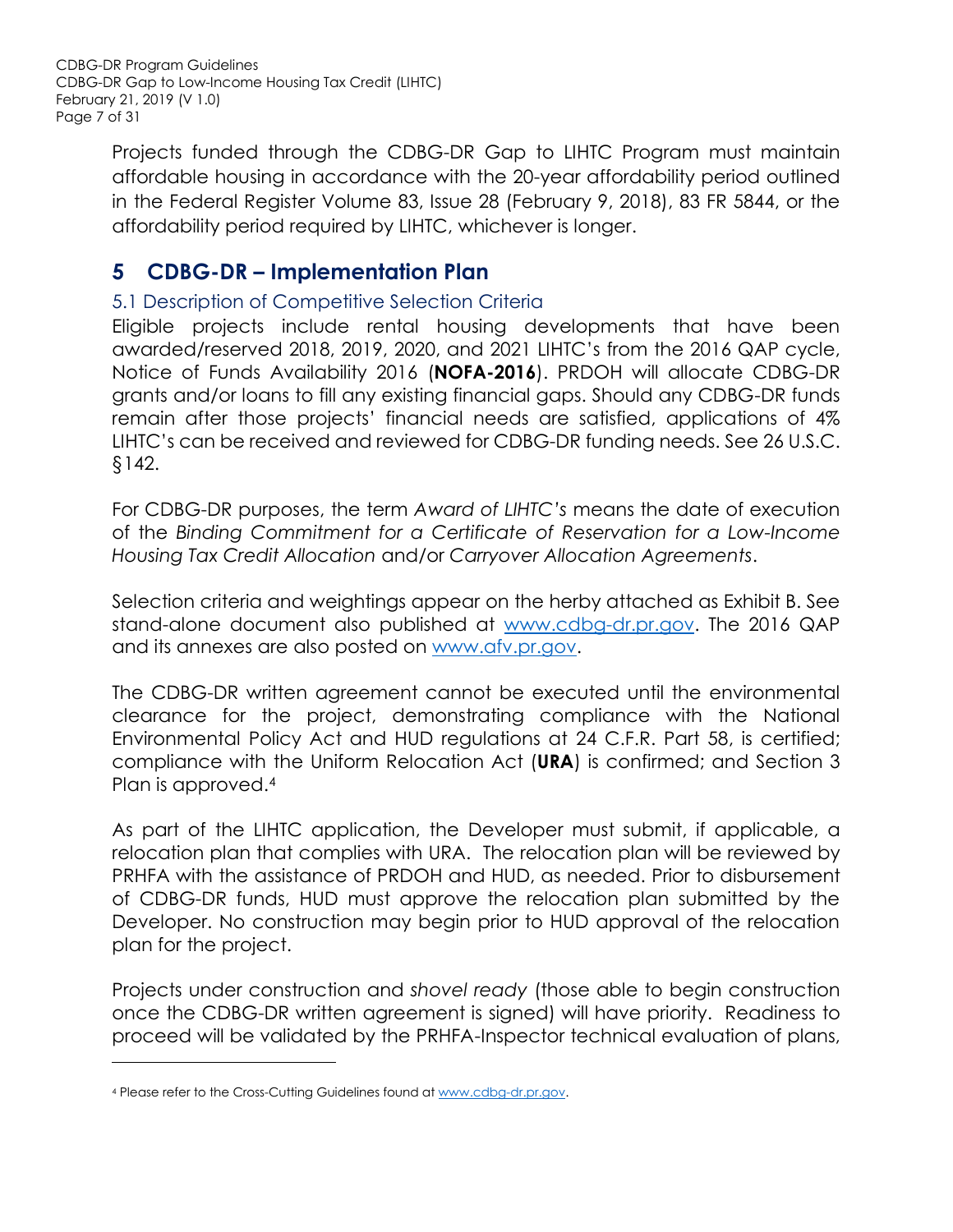Projects funded through the CDBG-DR Gap to LIHTC Program must maintain affordable housing in accordance with the 20-year affordability period outlined in the Federal Register Volume 83, Issue 28 (February 9, 2018), 83 FR 5844, or the affordability period required by LIHTC, whichever is longer.

# 5 CDBG-DR – Implementation Plan

## 5.1 Description of Competitive Selection Criteria

Eligible projects include rental housing developments that have been awarded/reserved 2018, 2019, 2020, and 2021 LIHTC's from the 2016 QAP cycle, Notice of Funds Availability 2016 (**NOFA-2016**). PRDOH will allocate CDBG-DR grants and/or loans to fill any existing financial gaps. Should any CDBG-DR funds remain after those projects' financial needs are satisfied, applications of 4% LIHTC's can be received and reviewed for CDBG-DR funding needs. See 26 U.S.C. §142.

For CDBG-DR purposes, the term *Award of LIHTC's* means the date of execution of the *Binding Commitment for a Certificate of Reservation for a Low-Income Housing Tax Credit Allocation* and/or *Carryover Allocation Agreements*.

Selection criteria and weightings appear on the herby attached as Exhibit B. See stand-alone document also published at www.cdbg-dr.pr.gov. The 2016 QAP and its annexes are also posted on www.afv.pr.gov.

The CDBG-DR written agreement cannot be executed until the environmental clearance for the project, demonstrating compliance with the National Environmental Policy Act and HUD regulations at 24 C.F.R. Part 58, is certified; compliance with the Uniform Relocation Act (**URA**) is confirmed; and Section 3 Plan is approved.[4]

As part of the LIHTC application, the Developer must submit, if applicable, a relocation plan that complies with URA. The relocation plan will be reviewed by PRHFA with the assistance of PRDOH and HUD, as needed. Prior to disbursement of CDBG-DR funds, HUD must approve the relocation plan submitted by the Developer. No construction may begin prior to HUD approval of the relocation plan for the project.

Projects under construction and *shovel ready* (those able to begin construction once the CDBG-DR written agreement is signed) will have priority. Readiness to proceed will be validated by the PRHFA-Inspector technical evaluation of plans,

[4] Please refer to the Cross-Cutting Guidelines found at www.cdbg-dr.pr.gov.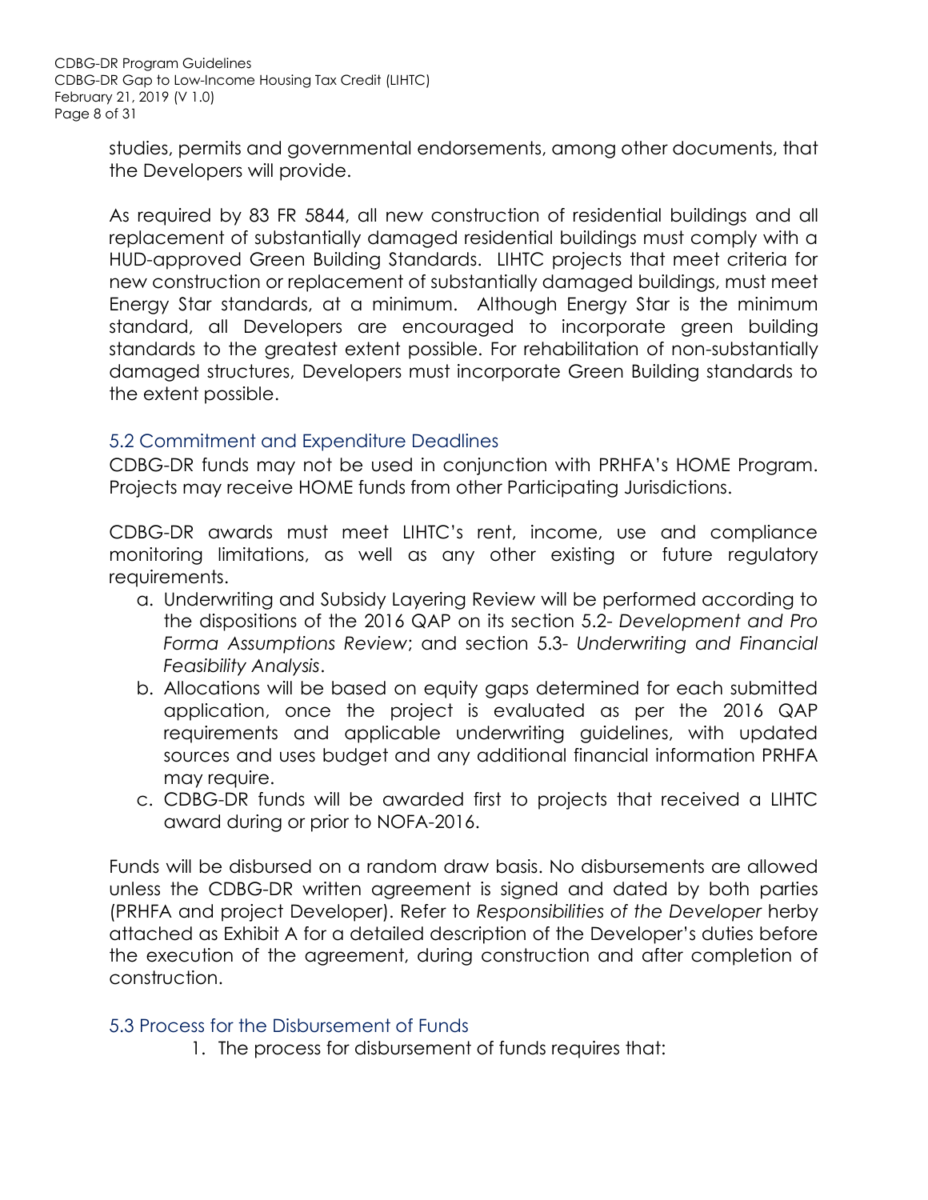studies, permits and governmental endorsements, among other documents, that the Developers will provide.

As required by 83 FR 5844, all new construction of residential buildings and all replacement of substantially damaged residential buildings must comply with a HUD-approved Green Building Standards. LIHTC projects that meet criteria for new construction or replacement of substantially damaged buildings, must meet Energy Star standards, at a minimum. Although Energy Star is the minimum standard, all Developers are encouraged to incorporate green building standards to the greatest extent possible. For rehabilitation of non-substantially damaged structures, Developers must incorporate Green Building standards to the extent possible.

## 5.2 Commitment and Expenditure Deadlines

CDBG-DR funds may not be used in conjunction with PRHFA's HOME Program. Projects may receive HOME funds from other Participating Jurisdictions.

CDBG-DR awards must meet LIHTC's rent, income, use and compliance monitoring limitations, as well as any other existing or future regulatory requirements.

a. Underwriting and Subsidy Layering Review will be performed according to the dispositions of the 2016 QAP on its section 5.2- *Development and Pro Forma Assumptions Review*; and section 5.3- *Underwriting and Financial Feasibility Analysis*.
b. Allocations will be based on equity gaps determined for each submitted application, once the project is evaluated as per the 2016 QAP requirements and applicable underwriting guidelines, with updated sources and uses budget and any additional financial information PRHFA may require.
c. CDBG-DR funds will be awarded first to projects that received a LIHTC award during or prior to NOFA-2016.

Funds will be disbursed on a random draw basis. No disbursements are allowed unless the CDBG-DR written agreement is signed and dated by both parties (PRHFA and project Developer). Refer to *Responsibilities of the Developer* herby attached as Exhibit A for a detailed description of the Developer's duties before the execution of the agreement, during construction and after completion of construction.

## 5.3 Process for the Disbursement of Funds

1. The process for disbursement of funds requires that: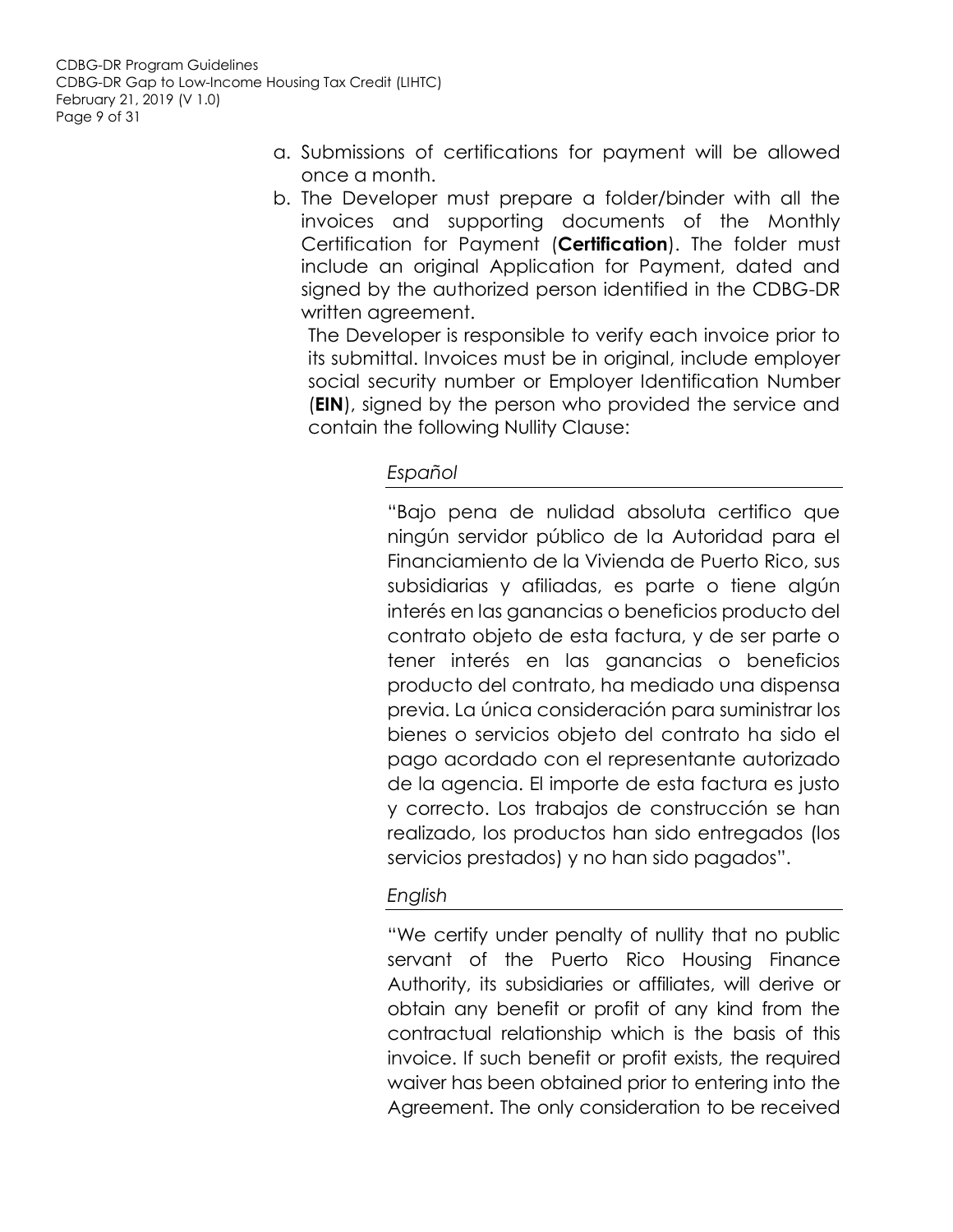a. Submissions of certifications for payment will be allowed once a month.
b. The Developer must prepare a folder/binder with all the invoices and supporting documents of the Monthly Certification for Payment (**Certification**). The folder must include an original Application for Payment, dated and signed by the authorized person identified in the CDBG-DR written agreement.

   The Developer is responsible to verify each invoice prior to its submittal. Invoices must be in original, include employer social security number or Employer Identification Number (**EIN**), signed by the person who provided the service and contain the following Nullity Clause:

   *Español*

   "Bajo pena de nulidad absoluta certifico que ningún servidor público de la Autoridad para el Financiamiento de la Vivienda de Puerto Rico, sus subsidiarias y afiliadas, es parte o tiene algún interés en las ganancias o beneficios producto del contrato objeto de esta factura, y de ser parte o tener interés en las ganancias o beneficios producto del contrato, ha mediado una dispensa previa. La única consideración para suministrar los bienes o servicios objeto del contrato ha sido el pago acordado con el representante autorizado de la agencia. El importe de esta factura es justo y correcto. Los trabajos de construcción se han realizado, los productos han sido entregados (los servicios prestados) y no han sido pagados".

   *English*

   "We certify under penalty of nullity that no public servant of the Puerto Rico Housing Finance Authority, its subsidiaries or affiliates, will derive or obtain any benefit or profit of any kind from the contractual relationship which is the basis of this invoice. If such benefit or profit exists, the required waiver has been obtained prior to entering into the Agreement. The only consideration to be received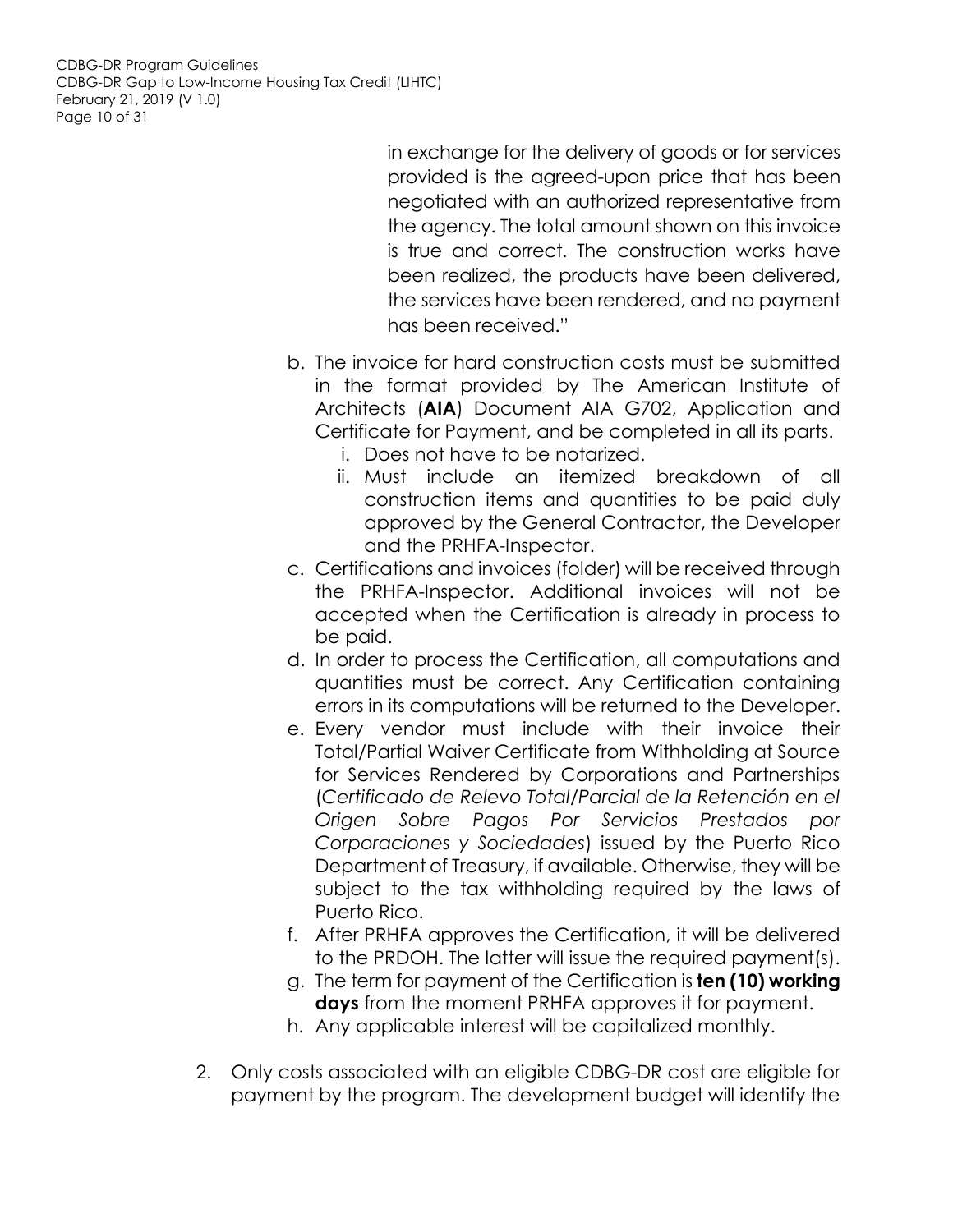in exchange for the delivery of goods or for services provided is the agreed-upon price that has been negotiated with an authorized representative from the agency. The total amount shown on this invoice is true and correct. The construction works have been realized, the products have been delivered, the services have been rendered, and no payment has been received."

b. The invoice for hard construction costs must be submitted in the format provided by The American Institute of Architects (**AIA**) Document AIA G702, Application and Certificate for Payment, and be completed in all its parts.
   i. Does not have to be notarized.
   ii. Must include an itemized breakdown of all construction items and quantities to be paid duly approved by the General Contractor, the Developer and the PRHFA-Inspector.
c. Certifications and invoices (folder) will be received through the PRHFA-Inspector. Additional invoices will not be accepted when the Certification is already in process to be paid.
d. In order to process the Certification, all computations and quantities must be correct. Any Certification containing errors in its computations will be returned to the Developer.
e. Every vendor must include with their invoice their Total/Partial Waiver Certificate from Withholding at Source for Services Rendered by Corporations and Partnerships (*Certificado de Relevo Total/Parcial de la Retención en el Origen Sobre Pagos Por Servicios Prestados por Corporaciones y Sociedades*) issued by the Puerto Rico Department of Treasury, if available. Otherwise, they will be subject to the tax withholding required by the laws of Puerto Rico.
f. After PRHFA approves the Certification, it will be delivered to the PRDOH. The latter will issue the required payment(s).
g. The term for payment of the Certification is **ten (10) working days** from the moment PRHFA approves it for payment.
h. Any applicable interest will be capitalized monthly.

2. Only costs associated with an eligible CDBG-DR cost are eligible for payment by the program. The development budget will identify the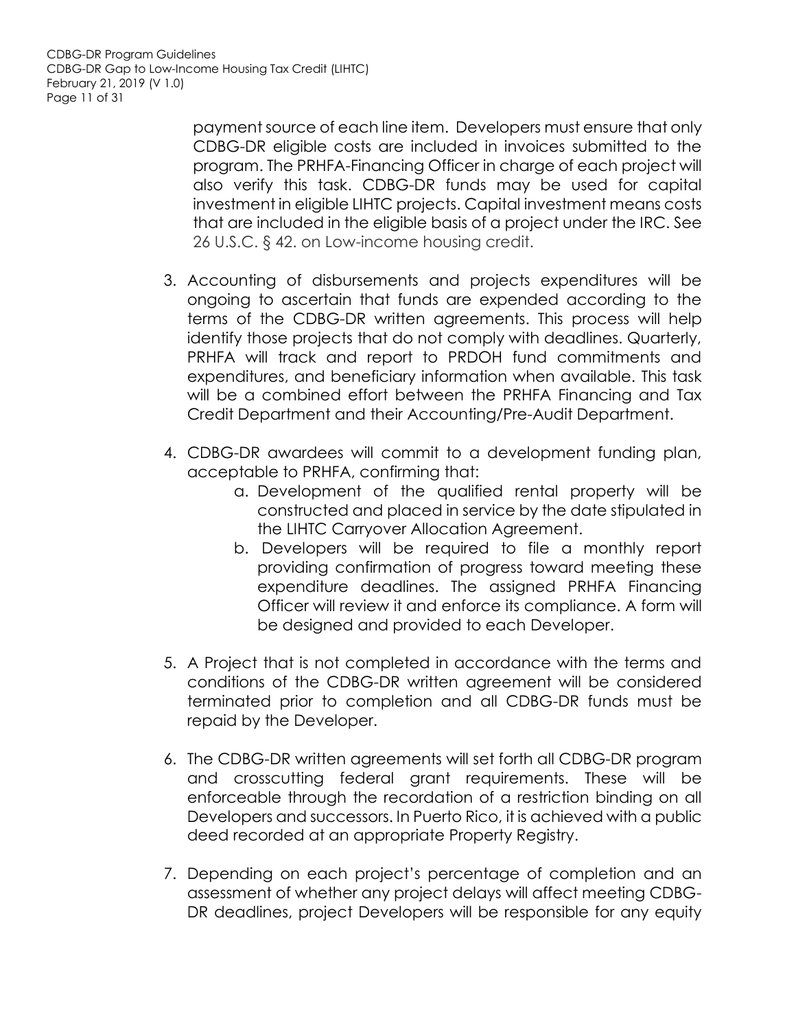payment source of each line item. Developers must ensure that only CDBG-DR eligible costs are included in invoices submitted to the program. The PRHFA-Financing Officer in charge of each project will also verify this task. CDBG-DR funds may be used for capital investment in eligible LIHTC projects. Capital investment means costs that are included in the eligible basis of a project under the IRC. See 26 U.S.C. § 42. on Low-income housing credit.

3. Accounting of disbursements and projects expenditures will be ongoing to ascertain that funds are expended according to the terms of the CDBG-DR written agreements. This process will help identify those projects that do not comply with deadlines. Quarterly, PRHFA will track and report to PRDOH fund commitments and expenditures, and beneficiary information when available. This task will be a combined effort between the PRHFA Financing and Tax Credit Department and their Accounting/Pre-Audit Department.

4. CDBG-DR awardees will commit to a development funding plan, acceptable to PRHFA, confirming that:
   a. Development of the qualified rental property will be constructed and placed in service by the date stipulated in the LIHTC Carryover Allocation Agreement.
   b. Developers will be required to file a monthly report providing confirmation of progress toward meeting these expenditure deadlines. The assigned PRHFA Financing Officer will review it and enforce its compliance. A form will be designed and provided to each Developer.

5. A Project that is not completed in accordance with the terms and conditions of the CDBG-DR written agreement will be considered terminated prior to completion and all CDBG-DR funds must be repaid by the Developer.

6. The CDBG-DR written agreements will set forth all CDBG-DR program and crosscutting federal grant requirements. These will be enforceable through the recordation of a restriction binding on all Developers and successors. In Puerto Rico, it is achieved with a public deed recorded at an appropriate Property Registry.

7. Depending on each project's percentage of completion and an assessment of whether any project delays will affect meeting CDBG-DR deadlines, project Developers will be responsible for any equity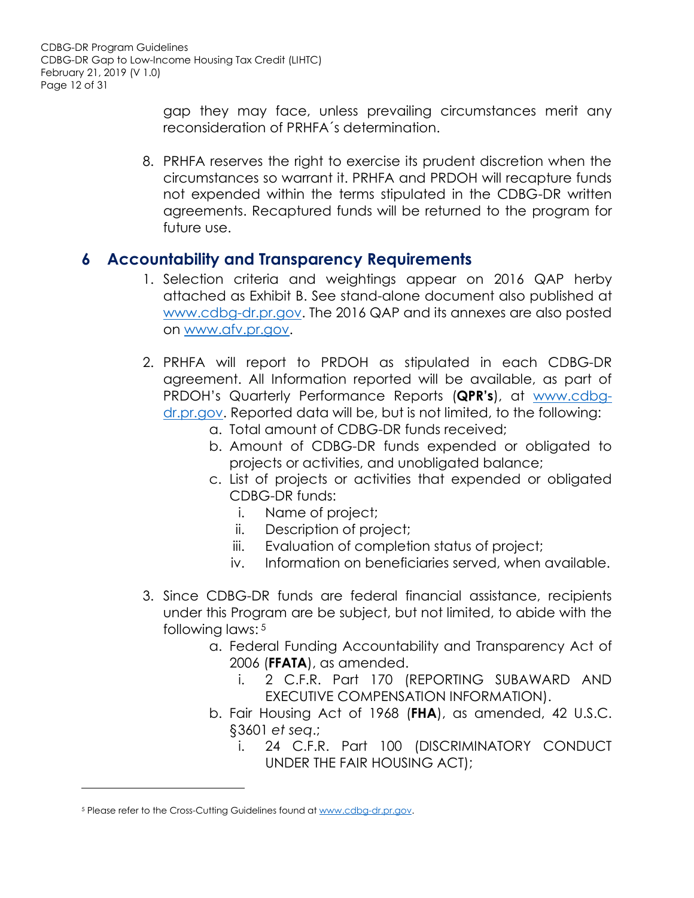gap they may face, unless prevailing circumstances merit any reconsideration of PRHFA´s determination.

8. PRHFA reserves the right to exercise its prudent discretion when the circumstances so warrant it. PRHFA and PRDOH will recapture funds not expended within the terms stipulated in the CDBG-DR written agreements. Recaptured funds will be returned to the program for future use.

# 6 Accountability and Transparency Requirements

1. Selection criteria and weightings appear on 2016 QAP herby attached as Exhibit B. See stand-alone document also published at www.cdbg-dr.pr.gov. The 2016 QAP and its annexes are also posted on www.afv.pr.gov.

2. PRHFA will report to PRDOH as stipulated in each CDBG-DR agreement. All Information reported will be available, as part of PRDOH's Quarterly Performance Reports (**QPR's**), at www.cdbg-dr.pr.gov. Reported data will be, but is not limited, to the following:
   a. Total amount of CDBG-DR funds received;
   b. Amount of CDBG-DR funds expended or obligated to projects or activities, and unobligated balance;
   c. List of projects or activities that expended or obligated CDBG-DR funds:
      i. Name of project;
      ii. Description of project;
      iii. Evaluation of completion status of project;
      iv. Information on beneficiaries served, when available.

3. Since CDBG-DR funds are federal financial assistance, recipients under this Program are be subject, but not limited, to abide with the following laws: [5]
   a. Federal Funding Accountability and Transparency Act of 2006 (**FFATA**), as amended.
      i. 2 C.F.R. Part 170 (REPORTING SUBAWARD AND EXECUTIVE COMPENSATION INFORMATION).
   b. Fair Housing Act of 1968 (**FHA**), as amended, 42 U.S.C. §3601 *et seq*.;
      i. 24 C.F.R. Part 100 (DISCRIMINATORY CONDUCT UNDER THE FAIR HOUSING ACT);

[5] Please refer to the Cross-Cutting Guidelines found at www.cdbg-dr.pr.gov.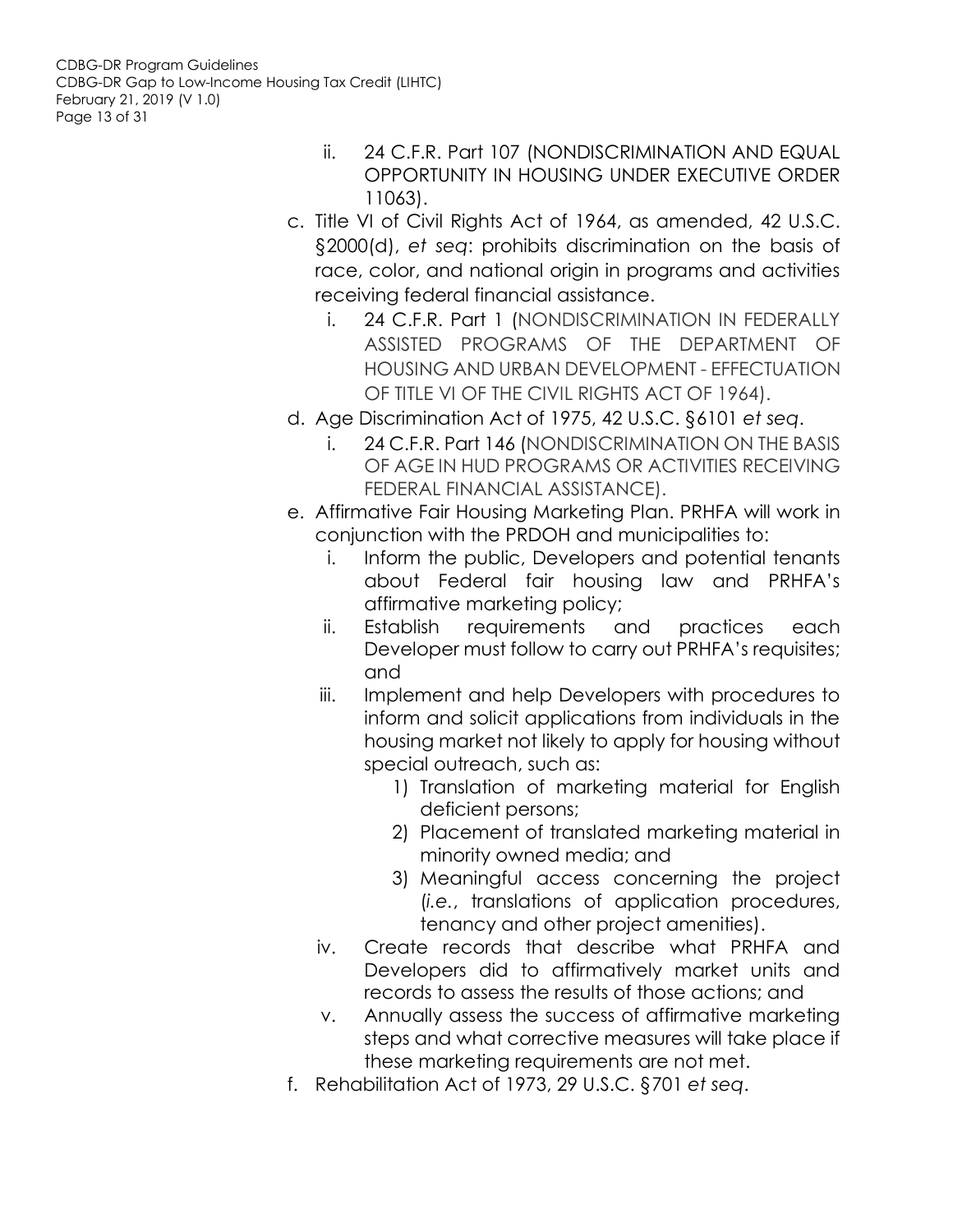ii. 24 C.F.R. Part 107 (NONDISCRIMINATION AND EQUAL OPPORTUNITY IN HOUSING UNDER EXECUTIVE ORDER 11063).

c. Title VI of Civil Rights Act of 1964, as amended, 42 U.S.C. §2000(d), *et seq*: prohibits discrimination on the basis of race, color, and national origin in programs and activities receiving federal financial assistance.
   i. 24 C.F.R. Part 1 (NONDISCRIMINATION IN FEDERALLY ASSISTED PROGRAMS OF THE DEPARTMENT OF HOUSING AND URBAN DEVELOPMENT - EFFECTUATION OF TITLE VI OF THE CIVIL RIGHTS ACT OF 1964).

d. Age Discrimination Act of 1975, 42 U.S.C. §6101 *et seq*.
   i. 24 C.F.R. Part 146 (NONDISCRIMINATION ON THE BASIS OF AGE IN HUD PROGRAMS OR ACTIVITIES RECEIVING FEDERAL FINANCIAL ASSISTANCE).

e. Affirmative Fair Housing Marketing Plan. PRHFA will work in conjunction with the PRDOH and municipalities to:
   i. Inform the public, Developers and potential tenants about Federal fair housing law and PRHFA's affirmative marketing policy;
   ii. Establish requirements and practices each Developer must follow to carry out PRHFA's requisites; and
   iii. Implement and help Developers with procedures to inform and solicit applications from individuals in the housing market not likely to apply for housing without special outreach, such as:
      1) Translation of marketing material for English deficient persons;
      2) Placement of translated marketing material in minority owned media; and
      3) Meaningful access concerning the project (*i.e.*, translations of application procedures, tenancy and other project amenities).
   iv. Create records that describe what PRHFA and Developers did to affirmatively market units and records to assess the results of those actions; and
   v. Annually assess the success of affirmative marketing steps and what corrective measures will take place if these marketing requirements are not met.

f. Rehabilitation Act of 1973, 29 U.S.C. §701 *et seq*.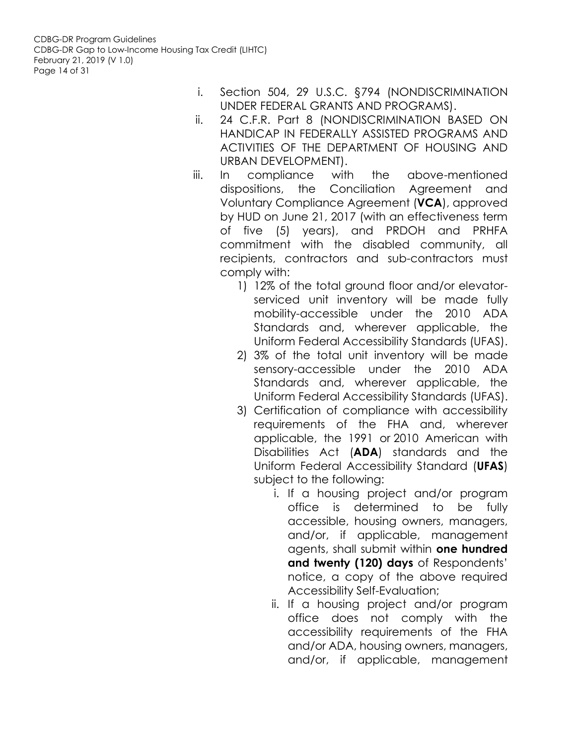i. Section 504, 29 U.S.C. §794 (NONDISCRIMINATION UNDER FEDERAL GRANTS AND PROGRAMS).

ii. 24 C.F.R. Part 8 (NONDISCRIMINATION BASED ON HANDICAP IN FEDERALLY ASSISTED PROGRAMS AND ACTIVITIES OF THE DEPARTMENT OF HOUSING AND URBAN DEVELOPMENT).

iii. In compliance with the above-mentioned dispositions, the Conciliation Agreement and Voluntary Compliance Agreement (**VCA**), approved by HUD on June 21, 2017 (with an effectiveness term of five (5) years), and PRDOH and PRHFA commitment with the disabled community, all recipients, contractors and sub-contractors must comply with:

   1) 12% of the total ground floor and/or elevator-serviced unit inventory will be made fully mobility-accessible under the 2010 ADA Standards and, wherever applicable, the Uniform Federal Accessibility Standards (UFAS).
   2) 3% of the total unit inventory will be made sensory-accessible under the 2010 ADA Standards and, wherever applicable, the Uniform Federal Accessibility Standards (UFAS).
   3) Certification of compliance with accessibility requirements of the FHA and, wherever applicable, the 1991 or 2010 American with Disabilities Act (**ADA**) standards and the Uniform Federal Accessibility Standard (**UFAS**) subject to the following:
      i. If a housing project and/or program office is determined to be fully accessible, housing owners, managers, and/or, if applicable, management agents, shall submit within **one hundred and twenty (120) days** of Respondents' notice, a copy of the above required Accessibility Self-Evaluation;
      ii. If a housing project and/or program office does not comply with the accessibility requirements of the FHA and/or ADA, housing owners, managers, and/or, if applicable, management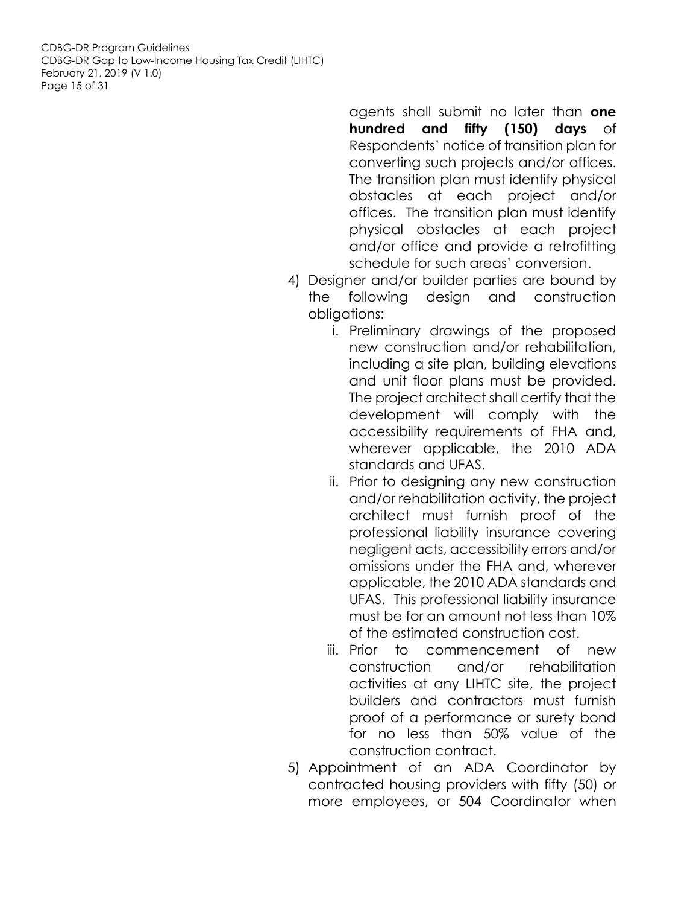agents shall submit no later than **one hundred and fifty (150) days** of Respondents' notice of transition plan for converting such projects and/or offices. The transition plan must identify physical obstacles at each project and/or offices. The transition plan must identify physical obstacles at each project and/or office and provide a retrofitting schedule for such areas' conversion.

4) Designer and/or builder parties are bound by the following design and construction obligations:
   i. Preliminary drawings of the proposed new construction and/or rehabilitation, including a site plan, building elevations and unit floor plans must be provided. The project architect shall certify that the development will comply with the accessibility requirements of FHA and, wherever applicable, the 2010 ADA standards and UFAS.
   ii. Prior to designing any new construction and/or rehabilitation activity, the project architect must furnish proof of the professional liability insurance covering negligent acts, accessibility errors and/or omissions under the FHA and, wherever applicable, the 2010 ADA standards and UFAS. This professional liability insurance must be for an amount not less than 10% of the estimated construction cost.
   iii. Prior to commencement of new construction and/or rehabilitation activities at any LIHTC site, the project builders and contractors must furnish proof of a performance or surety bond for no less than 50% value of the construction contract.
5) Appointment of an ADA Coordinator by contracted housing providers with fifty (50) or more employees, or 504 Coordinator when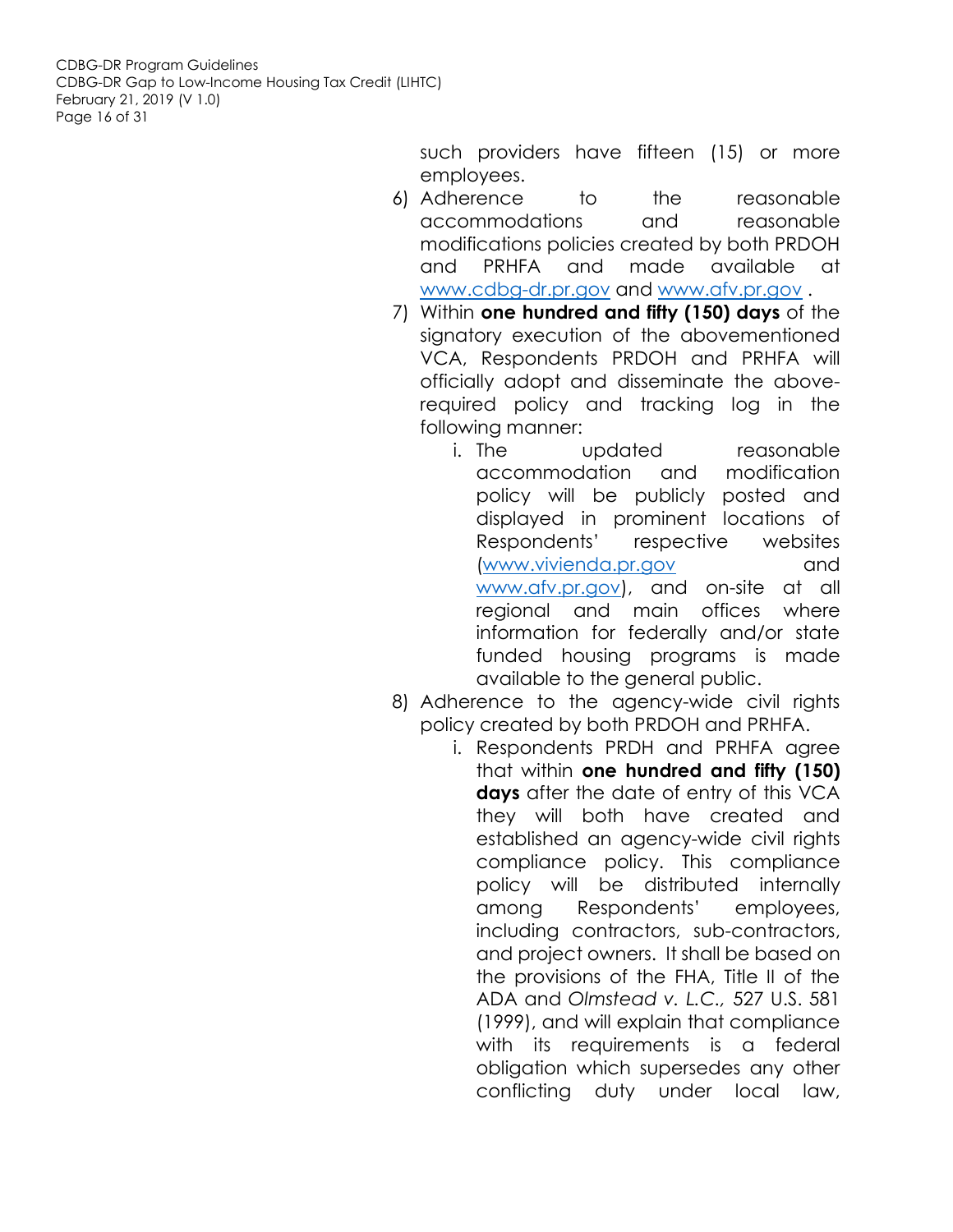such providers have fifteen (15) or more employees.

6) Adherence to the reasonable accommodations and reasonable modifications policies created by both PRDOH and PRHFA and made available at www.cdbg-dr.pr.gov and www.afv.pr.gov .
7) Within **one hundred and fifty (150) days** of the signatory execution of the abovementioned VCA, Respondents PRDOH and PRHFA will officially adopt and disseminate the above-required policy and tracking log in the following manner:
   i. The updated reasonable accommodation and modification policy will be publicly posted and displayed in prominent locations of Respondents' respective websites (www.vivienda.pr.gov and www.afv.pr.gov), and on-site at all regional and main offices where information for federally and/or state funded housing programs is made available to the general public.
8) Adherence to the agency-wide civil rights policy created by both PRDOH and PRHFA.
   i. Respondents PRDH and PRHFA agree that within **one hundred and fifty (150) days** after the date of entry of this VCA they will both have created and established an agency-wide civil rights compliance policy. This compliance policy will be distributed internally among Respondents' employees, including contractors, sub-contractors, and project owners. It shall be based on the provisions of the FHA, Title II of the ADA and *Olmstead v. L.C.,* 527 U.S. 581 (1999), and will explain that compliance with its requirements is a federal obligation which supersedes any other conflicting duty under local law,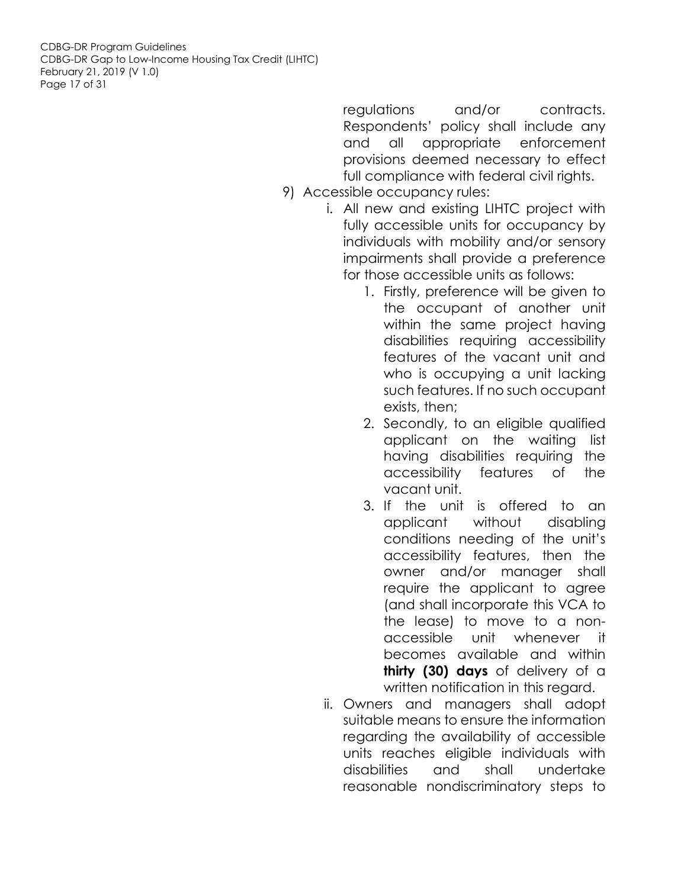regulations and/or contracts. Respondents' policy shall include any and all appropriate enforcement provisions deemed necessary to effect full compliance with federal civil rights.

9) Accessible occupancy rules:

   i. All new and existing LIHTC project with fully accessible units for occupancy by individuals with mobility and/or sensory impairments shall provide a preference for those accessible units as follows:

      1. Firstly, preference will be given to the occupant of another unit within the same project having disabilities requiring accessibility features of the vacant unit and who is occupying a unit lacking such features. If no such occupant exists, then;
      2. Secondly, to an eligible qualified applicant on the waiting list having disabilities requiring the accessibility features of the vacant unit.
      3. If the unit is offered to an applicant without disabling conditions needing of the unit's accessibility features, then the owner and/or manager shall require the applicant to agree (and shall incorporate this VCA to the lease) to move to a non-accessible unit whenever it becomes available and within **thirty (30) days** of delivery of a written notification in this regard.

   ii. Owners and managers shall adopt suitable means to ensure the information regarding the availability of accessible units reaches eligible individuals with disabilities and shall undertake reasonable nondiscriminatory steps to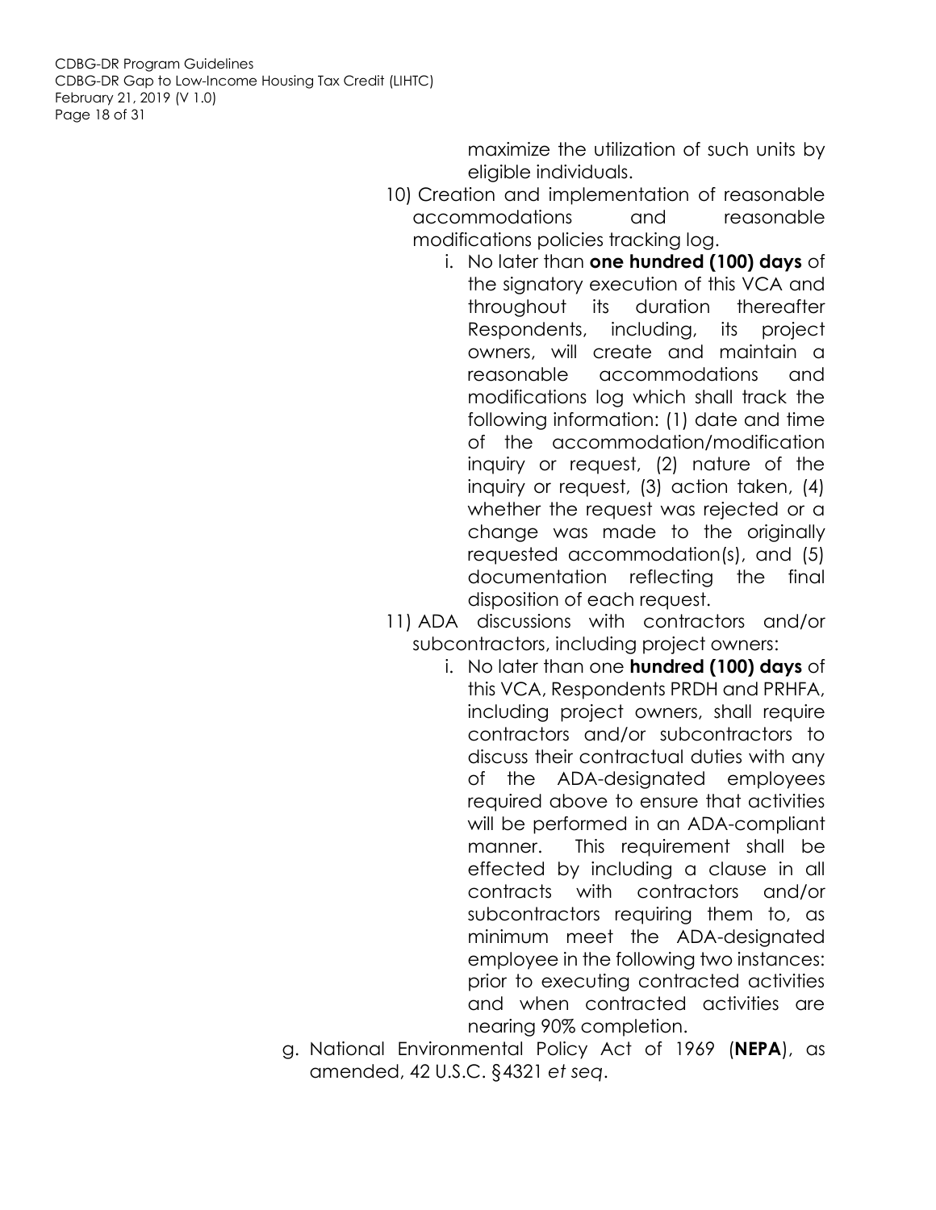maximize the utilization of such units by eligible individuals.

10) Creation and implementation of reasonable accommodations and reasonable modifications policies tracking log.

    i. No later than **one hundred (100) days** of the signatory execution of this VCA and throughout its duration thereafter Respondents, including, its project owners, will create and maintain a reasonable accommodations and modifications log which shall track the following information: (1) date and time of the accommodation/modification inquiry or request, (2) nature of the inquiry or request, (3) action taken, (4) whether the request was rejected or a change was made to the originally requested accommodation(s), and (5) documentation reflecting the final disposition of each request.

11) ADA discussions with contractors and/or subcontractors, including project owners:

    i. No later than one **hundred (100) days** of this VCA, Respondents PRDH and PRHFA, including project owners, shall require contractors and/or subcontractors to discuss their contractual duties with any of the ADA-designated employees required above to ensure that activities will be performed in an ADA-compliant manner. This requirement shall be effected by including a clause in all contracts with contractors and/or subcontractors requiring them to, as minimum meet the ADA-designated employee in the following two instances: prior to executing contracted activities and when contracted activities are nearing 90% completion.

g. National Environmental Policy Act of 1969 (**NEPA**), as amended, 42 U.S.C. §4321 *et seq*.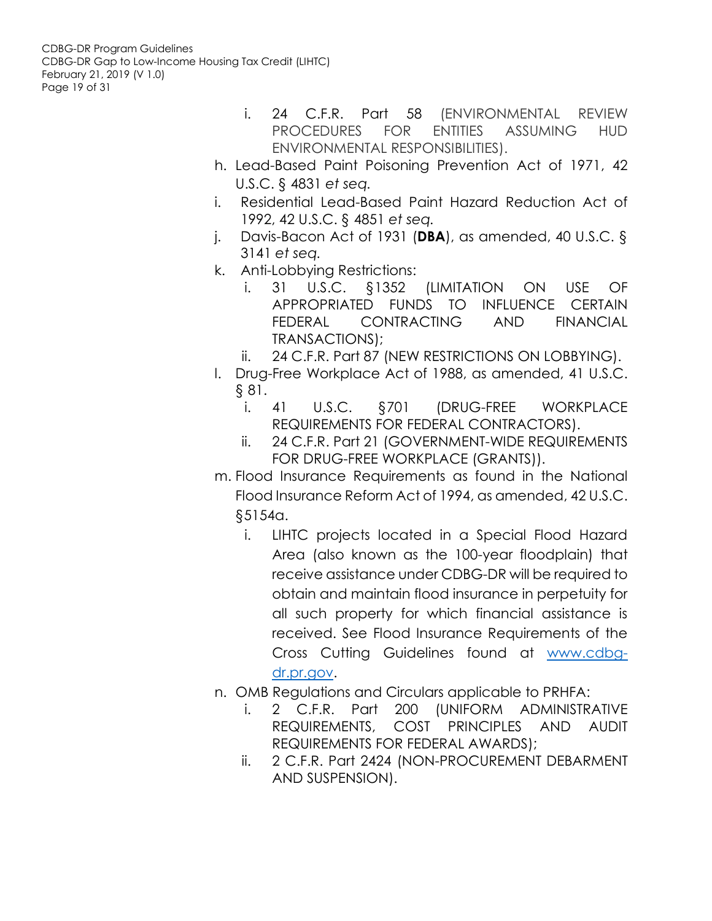i. 24 C.F.R. Part 58 (ENVIRONMENTAL REVIEW PROCEDURES FOR ENTITIES ASSUMING HUD ENVIRONMENTAL RESPONSIBILITIES).

h. Lead-Based Paint Poisoning Prevention Act of 1971, 42 U.S.C. § 4831 *et seq.*

i. Residential Lead-Based Paint Hazard Reduction Act of 1992, 42 U.S.C. § 4851 *et seq.*

j. Davis-Bacon Act of 1931 (**DBA**), as amended, 40 U.S.C. § 3141 *et seq.*

k. Anti-Lobbying Restrictions:
   i. 31 U.S.C. §1352 (LIMITATION ON USE OF APPROPRIATED FUNDS TO INFLUENCE CERTAIN FEDERAL CONTRACTING AND FINANCIAL TRANSACTIONS);
   ii. 24 C.F.R. Part 87 (NEW RESTRICTIONS ON LOBBYING).

l. Drug-Free Workplace Act of 1988, as amended, 41 U.S.C. § 81.
   i. 41 U.S.C. §701 (DRUG-FREE WORKPLACE REQUIREMENTS FOR FEDERAL CONTRACTORS).
   ii. 24 C.F.R. Part 21 (GOVERNMENT-WIDE REQUIREMENTS FOR DRUG-FREE WORKPLACE (GRANTS)).

m. Flood Insurance Requirements as found in the National Flood Insurance Reform Act of 1994, as amended, 42 U.S.C. §5154a.
   i. LIHTC projects located in a Special Flood Hazard Area (also known as the 100-year floodplain) that receive assistance under CDBG-DR will be required to obtain and maintain flood insurance in perpetuity for all such property for which financial assistance is received. See Flood Insurance Requirements of the Cross Cutting Guidelines found at [www.cdbg-dr.pr.gov](www.cdbg-dr.pr.gov).

n. OMB Regulations and Circulars applicable to PRHFA:
   i. 2 C.F.R. Part 200 (UNIFORM ADMINISTRATIVE REQUIREMENTS, COST PRINCIPLES AND AUDIT REQUIREMENTS FOR FEDERAL AWARDS);
   ii. 2 C.F.R. Part 2424 (NON-PROCUREMENT DEBARMENT AND SUSPENSION).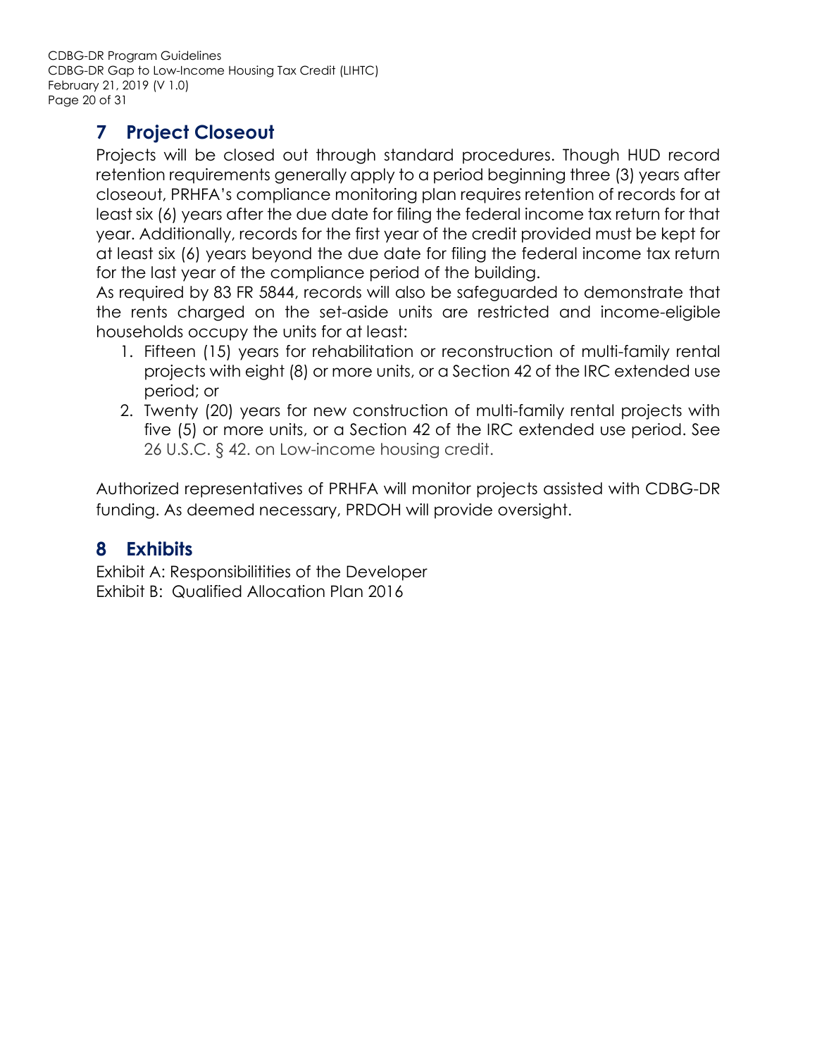## 7 Project Closeout

Projects will be closed out through standard procedures. Though HUD record retention requirements generally apply to a period beginning three (3) years after closeout, PRHFA's compliance monitoring plan requires retention of records for at least six (6) years after the due date for filing the federal income tax return for that year. Additionally, records for the first year of the credit provided must be kept for at least six (6) years beyond the due date for filing the federal income tax return for the last year of the compliance period of the building.

As required by 83 FR 5844, records will also be safeguarded to demonstrate that the rents charged on the set-aside units are restricted and income-eligible households occupy the units for at least:

1. Fifteen (15) years for rehabilitation or reconstruction of multi-family rental projects with eight (8) or more units, or a Section 42 of the IRC extended use period; or
2. Twenty (20) years for new construction of multi-family rental projects with five (5) or more units, or a Section 42 of the IRC extended use period. See 26 U.S.C. § 42. on Low-income housing credit.

Authorized representatives of PRHFA will monitor projects assisted with CDBG-DR funding. As deemed necessary, PRDOH will provide oversight.

## 8 Exhibits

Exhibit A: Responsibilitities of the Developer
Exhibit B: Qualified Allocation Plan 2016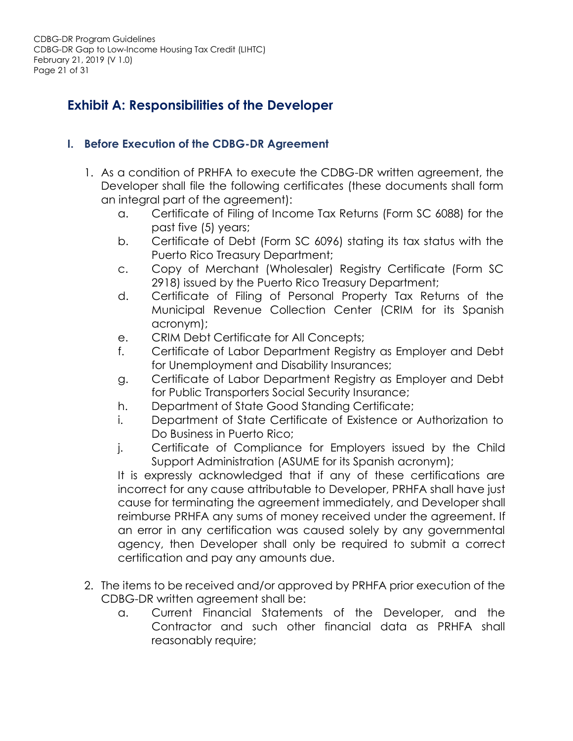## Exhibit A: Responsibilities of the Developer

### I. Before Execution of the CDBG-DR Agreement

1. As a condition of PRHFA to execute the CDBG-DR written agreement, the Developer shall file the following certificates (these documents shall form an integral part of the agreement):
   a. Certificate of Filing of Income Tax Returns (Form SC 6088) for the past five (5) years;
   b. Certificate of Debt (Form SC 6096) stating its tax status with the Puerto Rico Treasury Department;
   c. Copy of Merchant (Wholesaler) Registry Certificate (Form SC 2918) issued by the Puerto Rico Treasury Department;
   d. Certificate of Filing of Personal Property Tax Returns of the Municipal Revenue Collection Center (CRIM for its Spanish acronym);
   e. CRIM Debt Certificate for All Concepts;
   f. Certificate of Labor Department Registry as Employer and Debt for Unemployment and Disability Insurances;
   g. Certificate of Labor Department Registry as Employer and Debt for Public Transporters Social Security Insurance;
   h. Department of State Good Standing Certificate;
   i. Department of State Certificate of Existence or Authorization to Do Business in Puerto Rico;
   j. Certificate of Compliance for Employers issued by the Child Support Administration (ASUME for its Spanish acronym);

   It is expressly acknowledged that if any of these certifications are incorrect for any cause attributable to Developer, PRHFA shall have just cause for terminating the agreement immediately, and Developer shall reimburse PRHFA any sums of money received under the agreement. If an error in any certification was caused solely by any governmental agency, then Developer shall only be required to submit a correct certification and pay any amounts due.

2. The items to be received and/or approved by PRHFA prior execution of the CDBG-DR written agreement shall be:
   a. Current Financial Statements of the Developer, and the Contractor and such other financial data as PRHFA shall reasonably require;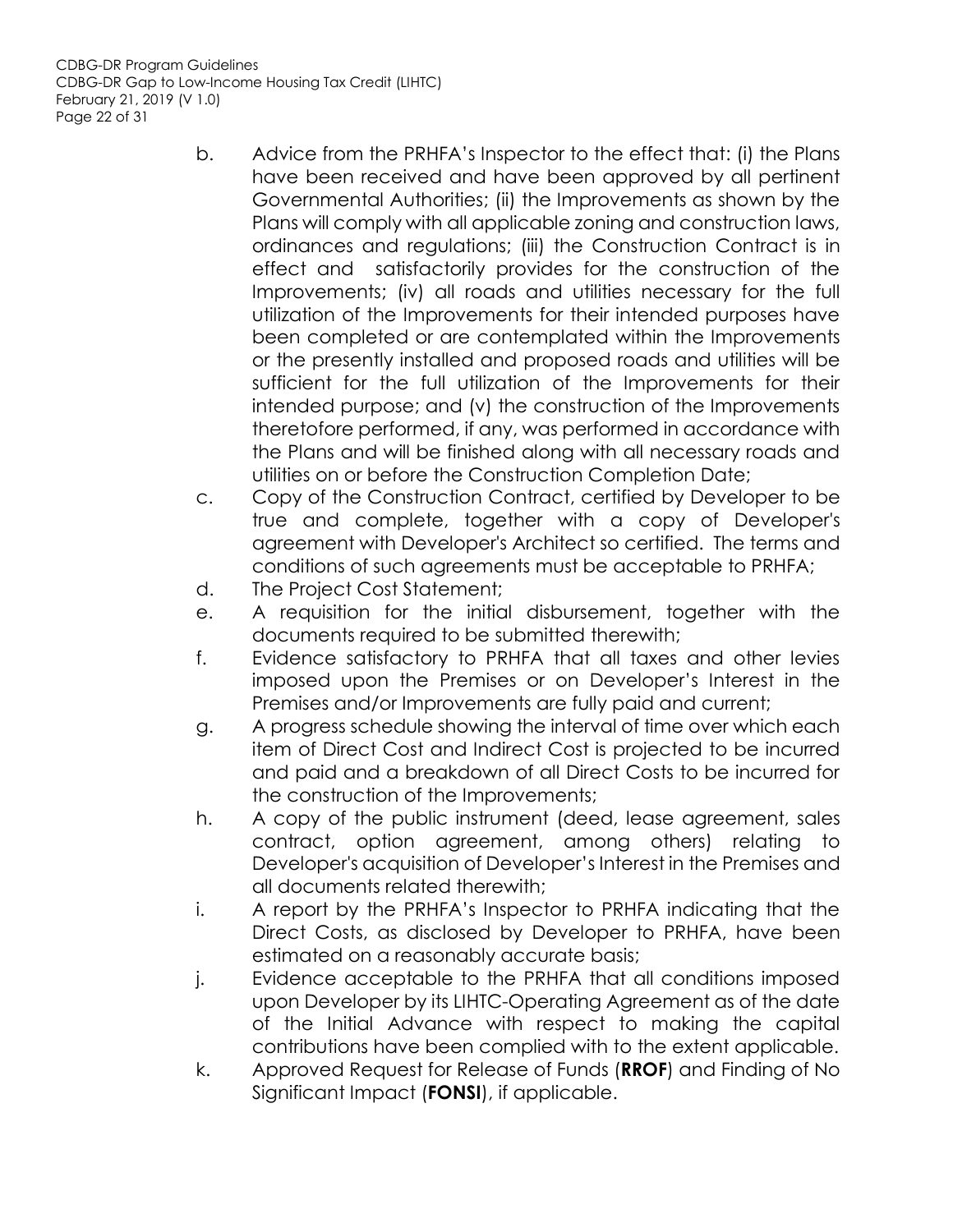b. Advice from the PRHFA's Inspector to the effect that: (i) the Plans have been received and have been approved by all pertinent Governmental Authorities; (ii) the Improvements as shown by the Plans will comply with all applicable zoning and construction laws, ordinances and regulations; (iii) the Construction Contract is in effect and satisfactorily provides for the construction of the Improvements; (iv) all roads and utilities necessary for the full utilization of the Improvements for their intended purposes have been completed or are contemplated within the Improvements or the presently installed and proposed roads and utilities will be sufficient for the full utilization of the Improvements for their intended purpose; and (v) the construction of the Improvements theretofore performed, if any, was performed in accordance with the Plans and will be finished along with all necessary roads and utilities on or before the Construction Completion Date;

c. Copy of the Construction Contract, certified by Developer to be true and complete, together with a copy of Developer's agreement with Developer's Architect so certified. The terms and conditions of such agreements must be acceptable to PRHFA;

d. The Project Cost Statement;

e. A requisition for the initial disbursement, together with the documents required to be submitted therewith;

f. Evidence satisfactory to PRHFA that all taxes and other levies imposed upon the Premises or on Developer's Interest in the Premises and/or Improvements are fully paid and current;

g. A progress schedule showing the interval of time over which each item of Direct Cost and Indirect Cost is projected to be incurred and paid and a breakdown of all Direct Costs to be incurred for the construction of the Improvements;

h. A copy of the public instrument (deed, lease agreement, sales contract, option agreement, among others) relating to Developer's acquisition of Developer's Interest in the Premises and all documents related therewith;

i. A report by the PRHFA's Inspector to PRHFA indicating that the Direct Costs, as disclosed by Developer to PRHFA, have been estimated on a reasonably accurate basis;

j. Evidence acceptable to the PRHFA that all conditions imposed upon Developer by its LIHTC-Operating Agreement as of the date of the Initial Advance with respect to making the capital contributions have been complied with to the extent applicable.

k. Approved Request for Release of Funds (**RROF**) and Finding of No Significant Impact (**FONSI**), if applicable.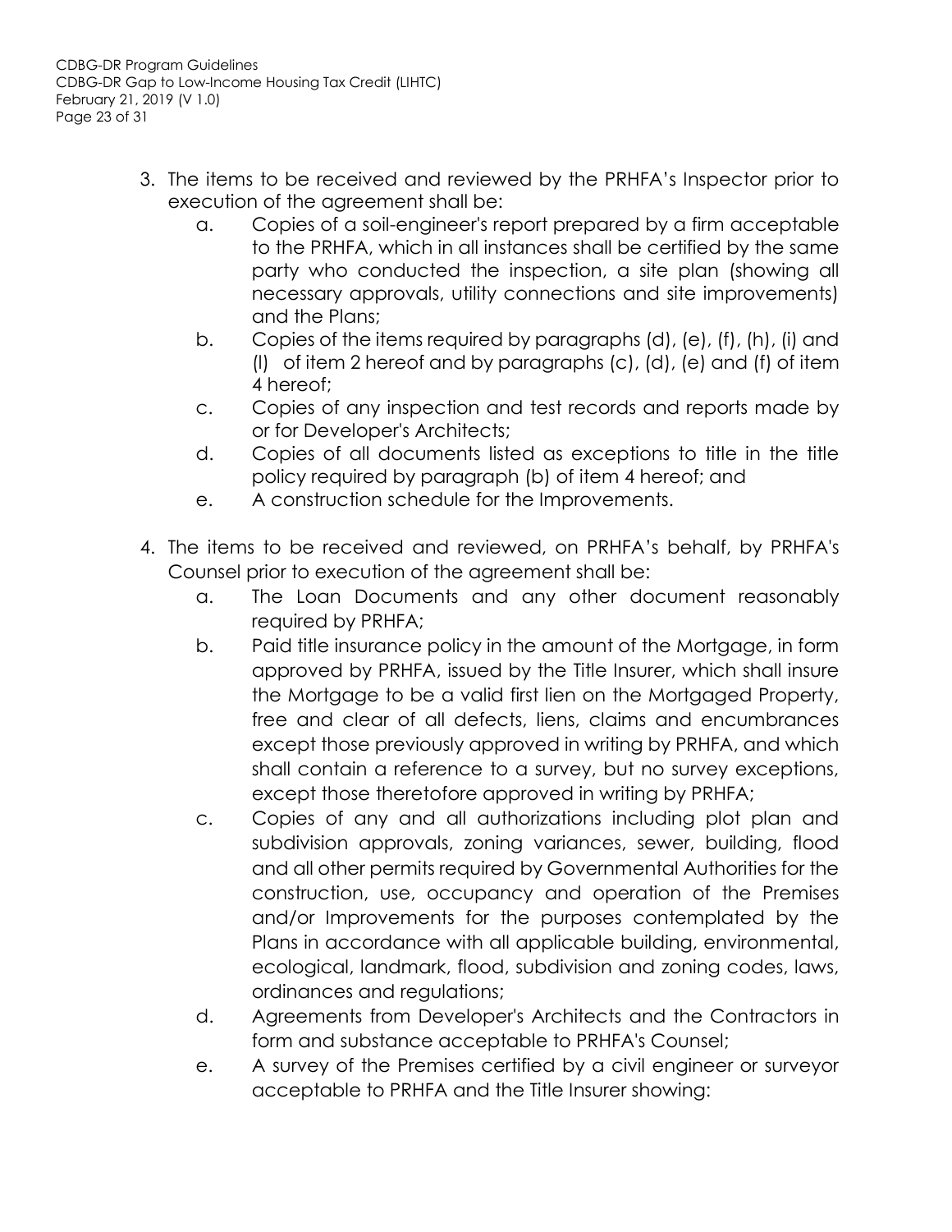3. The items to be received and reviewed by the PRHFA's Inspector prior to execution of the agreement shall be:
    a. Copies of a soil-engineer's report prepared by a firm acceptable to the PRHFA, which in all instances shall be certified by the same party who conducted the inspection, a site plan (showing all necessary approvals, utility connections and site improvements) and the Plans;
    b. Copies of the items required by paragraphs (d), (e), (f), (h), (i) and (l) of item 2 hereof and by paragraphs (c), (d), (e) and (f) of item 4 hereof;
    c. Copies of any inspection and test records and reports made by or for Developer's Architects;
    d. Copies of all documents listed as exceptions to title in the title policy required by paragraph (b) of item 4 hereof; and
    e. A construction schedule for the Improvements.

4. The items to be received and reviewed, on PRHFA's behalf, by PRHFA's Counsel prior to execution of the agreement shall be:
    a. The Loan Documents and any other document reasonably required by PRHFA;
    b. Paid title insurance policy in the amount of the Mortgage, in form approved by PRHFA, issued by the Title Insurer, which shall insure the Mortgage to be a valid first lien on the Mortgaged Property, free and clear of all defects, liens, claims and encumbrances except those previously approved in writing by PRHFA, and which shall contain a reference to a survey, but no survey exceptions, except those theretofore approved in writing by PRHFA;
    c. Copies of any and all authorizations including plot plan and subdivision approvals, zoning variances, sewer, building, flood and all other permits required by Governmental Authorities for the construction, use, occupancy and operation of the Premises and/or Improvements for the purposes contemplated by the Plans in accordance with all applicable building, environmental, ecological, landmark, flood, subdivision and zoning codes, laws, ordinances and regulations;
    d. Agreements from Developer's Architects and the Contractors in form and substance acceptable to PRHFA's Counsel;
    e. A survey of the Premises certified by a civil engineer or surveyor acceptable to PRHFA and the Title Insurer showing: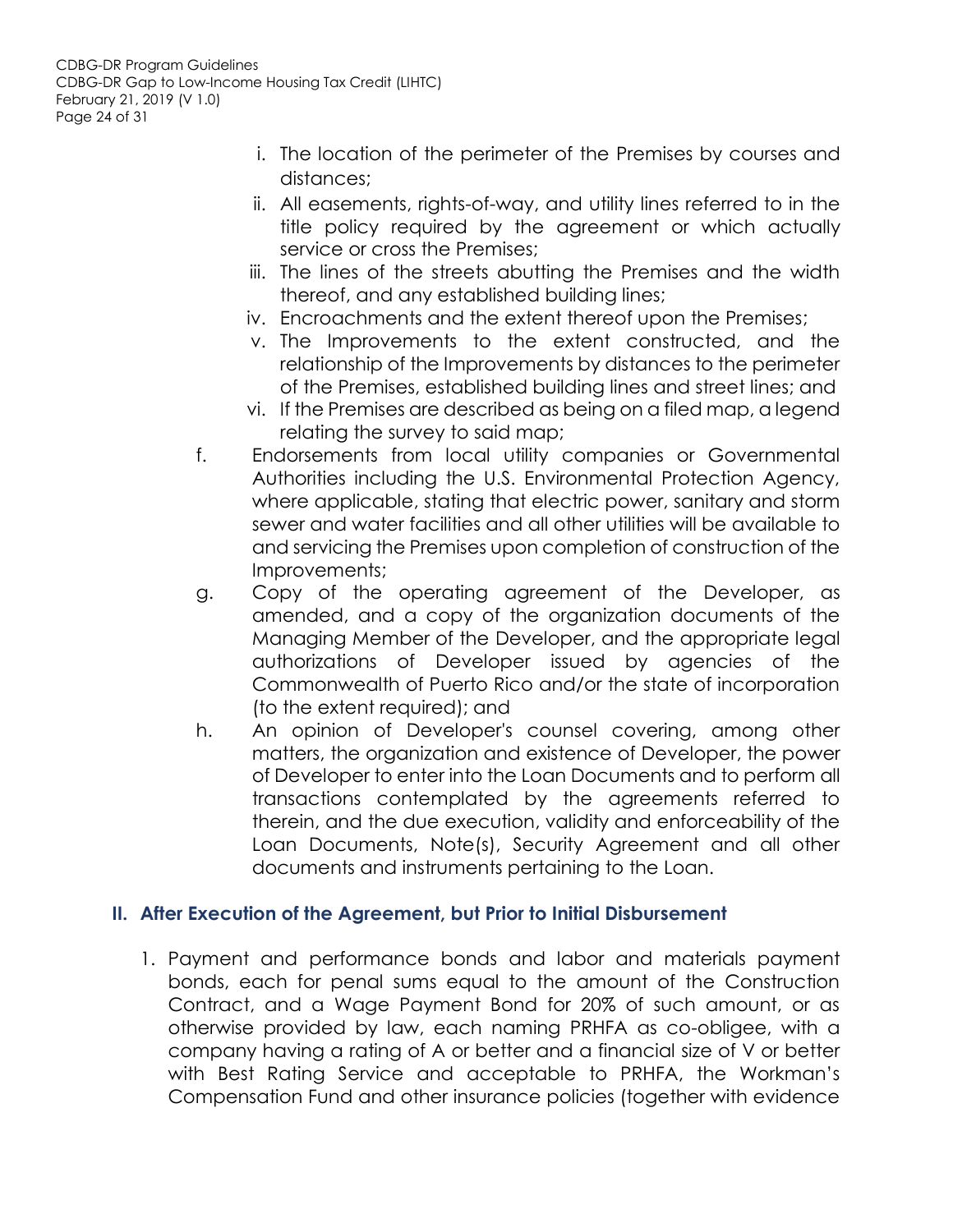i. The location of the perimeter of the Premises by courses and distances;
   ii. All easements, rights-of-way, and utility lines referred to in the title policy required by the agreement or which actually service or cross the Premises;
   iii. The lines of the streets abutting the Premises and the width thereof, and any established building lines;
   iv. Encroachments and the extent thereof upon the Premises;
   v. The Improvements to the extent constructed, and the relationship of the Improvements by distances to the perimeter of the Premises, established building lines and street lines; and
   vi. If the Premises are described as being on a filed map, a legend relating the survey to said map;

f. Endorsements from local utility companies or Governmental Authorities including the U.S. Environmental Protection Agency, where applicable, stating that electric power, sanitary and storm sewer and water facilities and all other utilities will be available to and servicing the Premises upon completion of construction of the Improvements;

g. Copy of the operating agreement of the Developer, as amended, and a copy of the organization documents of the Managing Member of the Developer, and the appropriate legal authorizations of Developer issued by agencies of the Commonwealth of Puerto Rico and/or the state of incorporation (to the extent required); and

h. An opinion of Developer's counsel covering, among other matters, the organization and existence of Developer, the power of Developer to enter into the Loan Documents and to perform all transactions contemplated by the agreements referred to therein, and the due execution, validity and enforceability of the Loan Documents, Note(s), Security Agreement and all other documents and instruments pertaining to the Loan.

## II. After Execution of the Agreement, but Prior to Initial Disbursement

1. Payment and performance bonds and labor and materials payment bonds, each for penal sums equal to the amount of the Construction Contract, and a Wage Payment Bond for 20% of such amount, or as otherwise provided by law, each naming PRHFA as co-obligee, with a company having a rating of A or better and a financial size of V or better with Best Rating Service and acceptable to PRHFA, the Workman's Compensation Fund and other insurance policies (together with evidence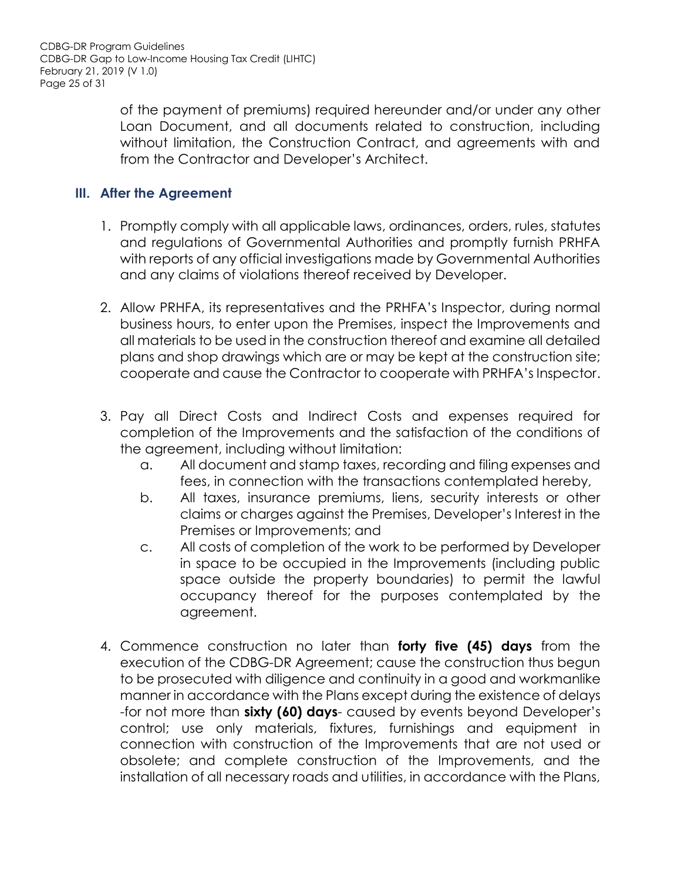of the payment of premiums) required hereunder and/or under any other Loan Document, and all documents related to construction, including without limitation, the Construction Contract, and agreements with and from the Contractor and Developer's Architect.

## III. After the Agreement

1. Promptly comply with all applicable laws, ordinances, orders, rules, statutes and regulations of Governmental Authorities and promptly furnish PRHFA with reports of any official investigations made by Governmental Authorities and any claims of violations thereof received by Developer.

2. Allow PRHFA, its representatives and the PRHFA's Inspector, during normal business hours, to enter upon the Premises, inspect the Improvements and all materials to be used in the construction thereof and examine all detailed plans and shop drawings which are or may be kept at the construction site; cooperate and cause the Contractor to cooperate with PRHFA's Inspector.

3. Pay all Direct Costs and Indirect Costs and expenses required for completion of the Improvements and the satisfaction of the conditions of the agreement, including without limitation:
    a. All document and stamp taxes, recording and filing expenses and fees, in connection with the transactions contemplated hereby,
    b. All taxes, insurance premiums, liens, security interests or other claims or charges against the Premises, Developer's Interest in the Premises or Improvements; and
    c. All costs of completion of the work to be performed by Developer in space to be occupied in the Improvements (including public space outside the property boundaries) to permit the lawful occupancy thereof for the purposes contemplated by the agreement.

4. Commence construction no later than **forty five (45) days** from the execution of the CDBG-DR Agreement; cause the construction thus begun to be prosecuted with diligence and continuity in a good and workmanlike manner in accordance with the Plans except during the existence of delays -for not more than **sixty (60) days**- caused by events beyond Developer's control; use only materials, fixtures, furnishings and equipment in connection with construction of the Improvements that are not used or obsolete; and complete construction of the Improvements, and the installation of all necessary roads and utilities, in accordance with the Plans,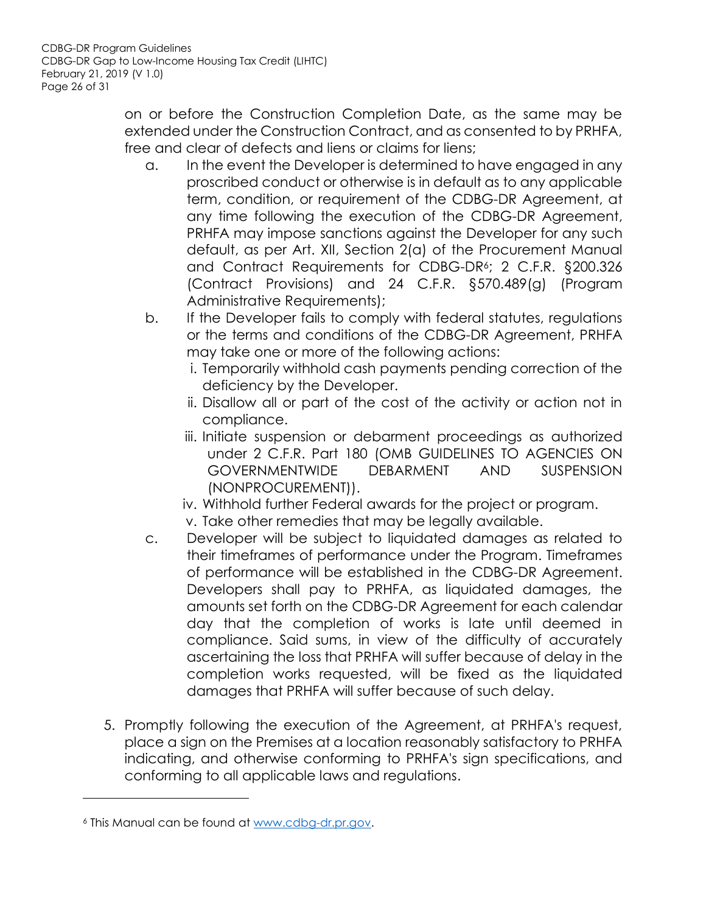on or before the Construction Completion Date, as the same may be extended under the Construction Contract, and as consented to by PRHFA, free and clear of defects and liens or claims for liens;

a. In the event the Developer is determined to have engaged in any proscribed conduct or otherwise is in default as to any applicable term, condition, or requirement of the CDBG-DR Agreement, at any time following the execution of the CDBG-DR Agreement, PRHFA may impose sanctions against the Developer for any such default, as per Art. XII, Section 2(a) of the Procurement Manual and Contract Requirements for CDBG-DR[6]; 2 C.F.R. §200.326 (Contract Provisions) and 24 C.F.R. §570.489(g) (Program Administrative Requirements);

b. If the Developer fails to comply with federal statutes, regulations or the terms and conditions of the CDBG-DR Agreement, PRHFA may take one or more of the following actions:

   i. Temporarily withhold cash payments pending correction of the deficiency by the Developer.

   ii. Disallow all or part of the cost of the activity or action not in compliance.

   iii. Initiate suspension or debarment proceedings as authorized under 2 C.F.R. Part 180 (OMB GUIDELINES TO AGENCIES ON GOVERNMENTWIDE DEBARMENT AND SUSPENSION (NONPROCUREMENT)).

   iv. Withhold further Federal awards for the project or program.

   v. Take other remedies that may be legally available.

c. Developer will be subject to liquidated damages as related to their timeframes of performance under the Program. Timeframes of performance will be established in the CDBG-DR Agreement. Developers shall pay to PRHFA, as liquidated damages, the amounts set forth on the CDBG-DR Agreement for each calendar day that the completion of works is late until deemed in compliance. Said sums, in view of the difficulty of accurately ascertaining the loss that PRHFA will suffer because of delay in the completion works requested, will be fixed as the liquidated damages that PRHFA will suffer because of such delay.

5. Promptly following the execution of the Agreement, at PRHFA's request, place a sign on the Premises at a location reasonably satisfactory to PRHFA indicating, and otherwise conforming to PRHFA's sign specifications, and conforming to all applicable laws and regulations.

---

[6] This Manual can be found at www.cdbg-dr.pr.gov.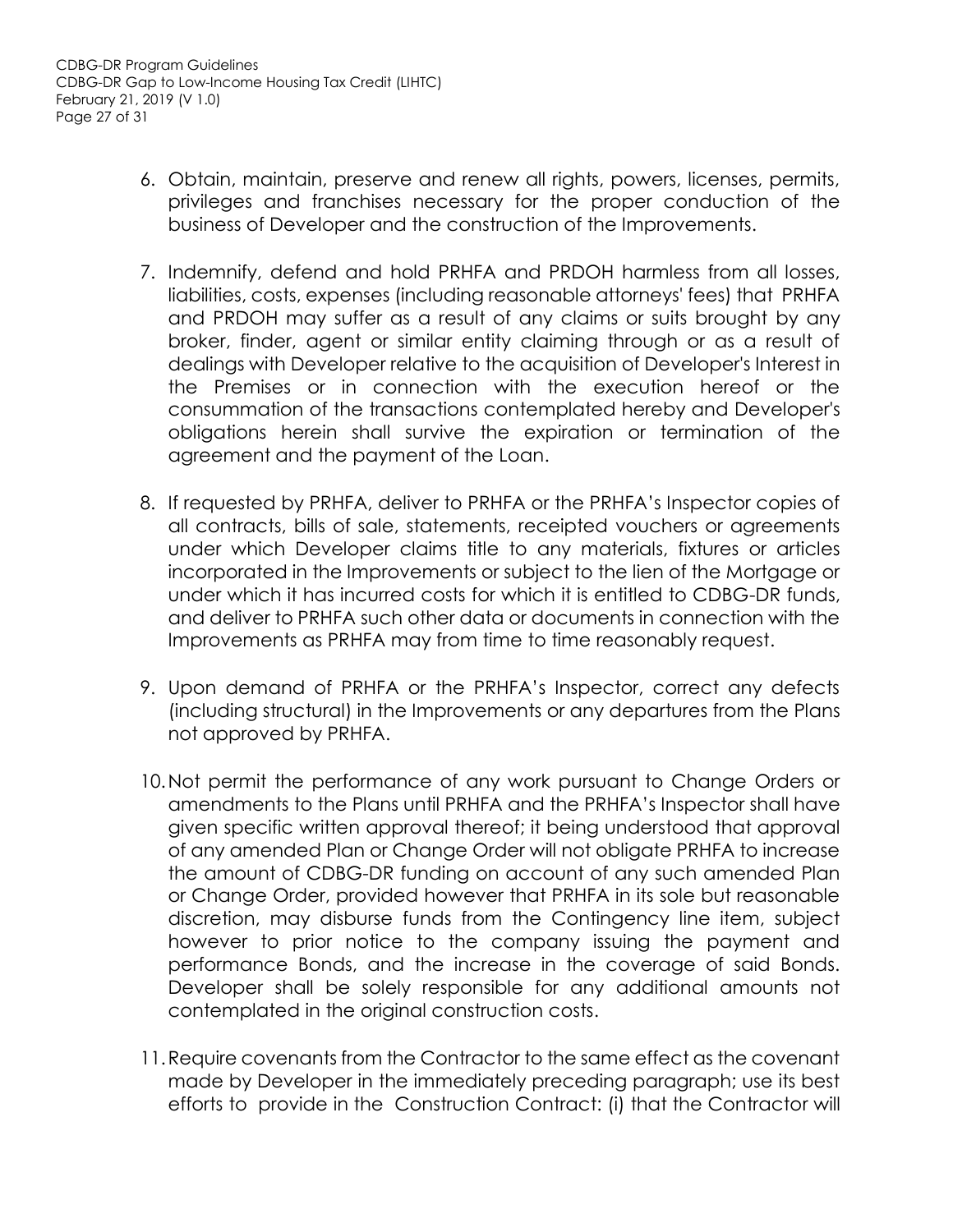6. Obtain, maintain, preserve and renew all rights, powers, licenses, permits, privileges and franchises necessary for the proper conduction of the business of Developer and the construction of the Improvements.

7. Indemnify, defend and hold PRHFA and PRDOH harmless from all losses, liabilities, costs, expenses (including reasonable attorneys' fees) that PRHFA and PRDOH may suffer as a result of any claims or suits brought by any broker, finder, agent or similar entity claiming through or as a result of dealings with Developer relative to the acquisition of Developer's Interest in the Premises or in connection with the execution hereof or the consummation of the transactions contemplated hereby and Developer's obligations herein shall survive the expiration or termination of the agreement and the payment of the Loan.

8. If requested by PRHFA, deliver to PRHFA or the PRHFA's Inspector copies of all contracts, bills of sale, statements, receipted vouchers or agreements under which Developer claims title to any materials, fixtures or articles incorporated in the Improvements or subject to the lien of the Mortgage or under which it has incurred costs for which it is entitled to CDBG-DR funds, and deliver to PRHFA such other data or documents in connection with the Improvements as PRHFA may from time to time reasonably request.

9. Upon demand of PRHFA or the PRHFA's Inspector, correct any defects (including structural) in the Improvements or any departures from the Plans not approved by PRHFA.

10. Not permit the performance of any work pursuant to Change Orders or amendments to the Plans until PRHFA and the PRHFA's Inspector shall have given specific written approval thereof; it being understood that approval of any amended Plan or Change Order will not obligate PRHFA to increase the amount of CDBG-DR funding on account of any such amended Plan or Change Order, provided however that PRHFA in its sole but reasonable discretion, may disburse funds from the Contingency line item, subject however to prior notice to the company issuing the payment and performance Bonds, and the increase in the coverage of said Bonds. Developer shall be solely responsible for any additional amounts not contemplated in the original construction costs.

11. Require covenants from the Contractor to the same effect as the covenant made by Developer in the immediately preceding paragraph; use its best efforts to provide in the Construction Contract: (i) that the Contractor will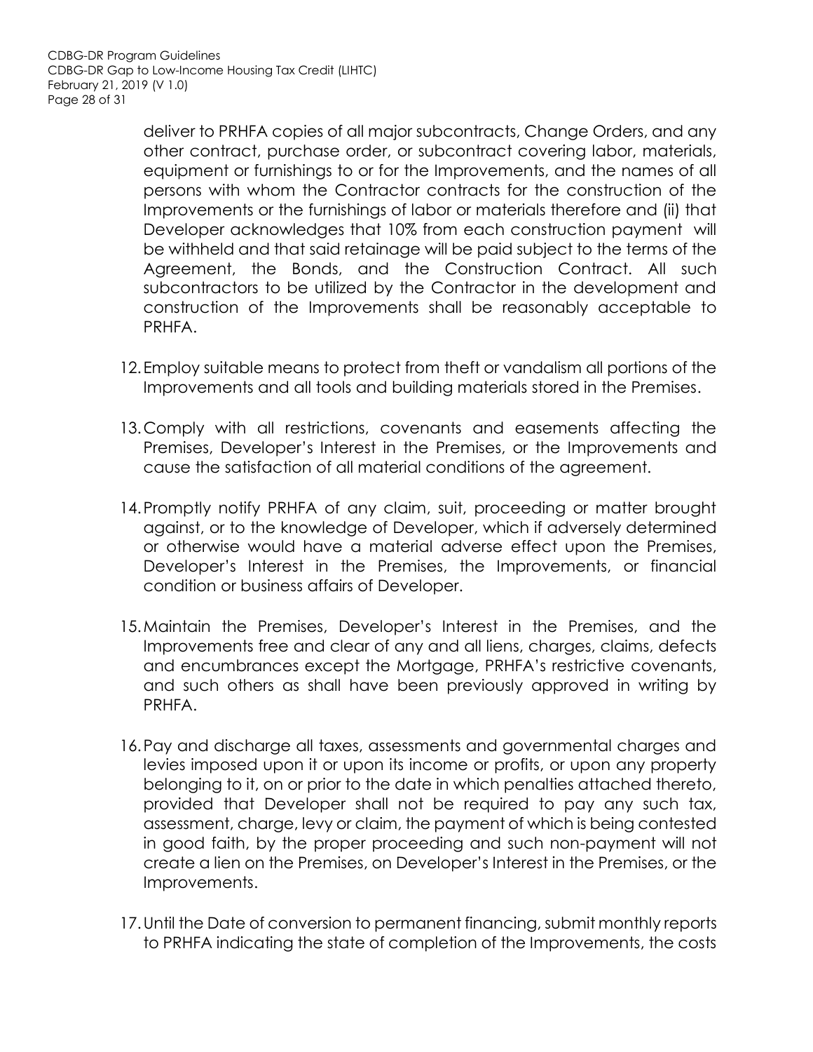deliver to PRHFA copies of all major subcontracts, Change Orders, and any other contract, purchase order, or subcontract covering labor, materials, equipment or furnishings to or for the Improvements, and the names of all persons with whom the Contractor contracts for the construction of the Improvements or the furnishings of labor or materials therefore and (ii) that Developer acknowledges that 10% from each construction payment will be withheld and that said retainage will be paid subject to the terms of the Agreement, the Bonds, and the Construction Contract. All such subcontractors to be utilized by the Contractor in the development and construction of the Improvements shall be reasonably acceptable to PRHFA.

12. Employ suitable means to protect from theft or vandalism all portions of the Improvements and all tools and building materials stored in the Premises.

13. Comply with all restrictions, covenants and easements affecting the Premises, Developer's Interest in the Premises, or the Improvements and cause the satisfaction of all material conditions of the agreement.

14. Promptly notify PRHFA of any claim, suit, proceeding or matter brought against, or to the knowledge of Developer, which if adversely determined or otherwise would have a material adverse effect upon the Premises, Developer's Interest in the Premises, the Improvements, or financial condition or business affairs of Developer.

15. Maintain the Premises, Developer's Interest in the Premises, and the Improvements free and clear of any and all liens, charges, claims, defects and encumbrances except the Mortgage, PRHFA's restrictive covenants, and such others as shall have been previously approved in writing by PRHFA.

16. Pay and discharge all taxes, assessments and governmental charges and levies imposed upon it or upon its income or profits, or upon any property belonging to it, on or prior to the date in which penalties attached thereto, provided that Developer shall not be required to pay any such tax, assessment, charge, levy or claim, the payment of which is being contested in good faith, by the proper proceeding and such non-payment will not create a lien on the Premises, on Developer's Interest in the Premises, or the Improvements.

17. Until the Date of conversion to permanent financing, submit monthly reports to PRHFA indicating the state of completion of the Improvements, the costs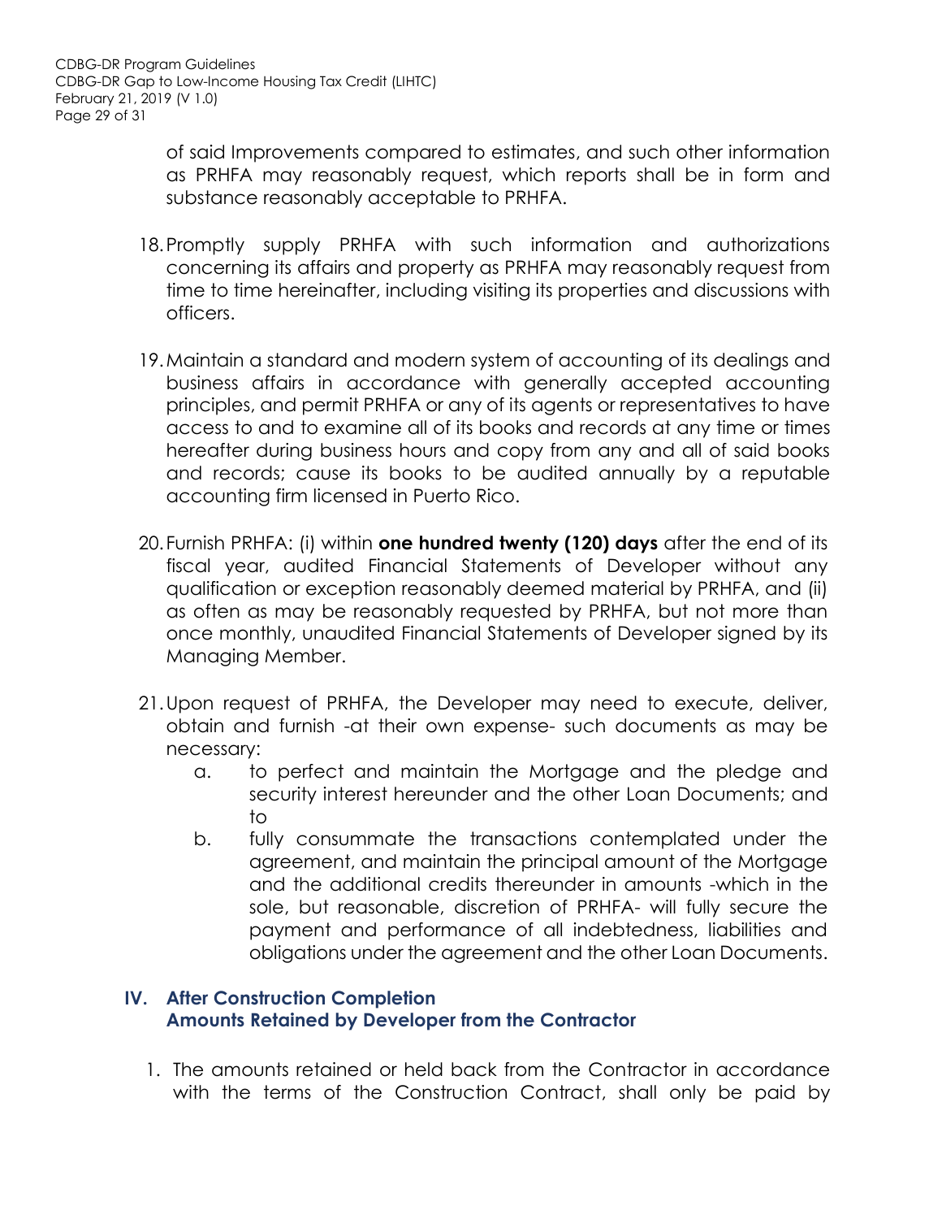of said Improvements compared to estimates, and such other information as PRHFA may reasonably request, which reports shall be in form and substance reasonably acceptable to PRHFA.

18. Promptly supply PRHFA with such information and authorizations concerning its affairs and property as PRHFA may reasonably request from time to time hereinafter, including visiting its properties and discussions with officers.

19. Maintain a standard and modern system of accounting of its dealings and business affairs in accordance with generally accepted accounting principles, and permit PRHFA or any of its agents or representatives to have access to and to examine all of its books and records at any time or times hereafter during business hours and copy from any and all of said books and records; cause its books to be audited annually by a reputable accounting firm licensed in Puerto Rico.

20. Furnish PRHFA: (i) within **one hundred twenty (120) days** after the end of its fiscal year, audited Financial Statements of Developer without any qualification or exception reasonably deemed material by PRHFA, and (ii) as often as may be reasonably requested by PRHFA, but not more than once monthly, unaudited Financial Statements of Developer signed by its Managing Member.

21. Upon request of PRHFA, the Developer may need to execute, deliver, obtain and furnish -at their own expense- such documents as may be necessary:
    a. to perfect and maintain the Mortgage and the pledge and security interest hereunder and the other Loan Documents; and to
    b. fully consummate the transactions contemplated under the agreement, and maintain the principal amount of the Mortgage and the additional credits thereunder in amounts -which in the sole, but reasonable, discretion of PRHFA- will fully secure the payment and performance of all indebtedness, liabilities and obligations under the agreement and the other Loan Documents.

## IV. After Construction Completion
## Amounts Retained by Developer from the Contractor

1. The amounts retained or held back from the Contractor in accordance with the terms of the Construction Contract, shall only be paid by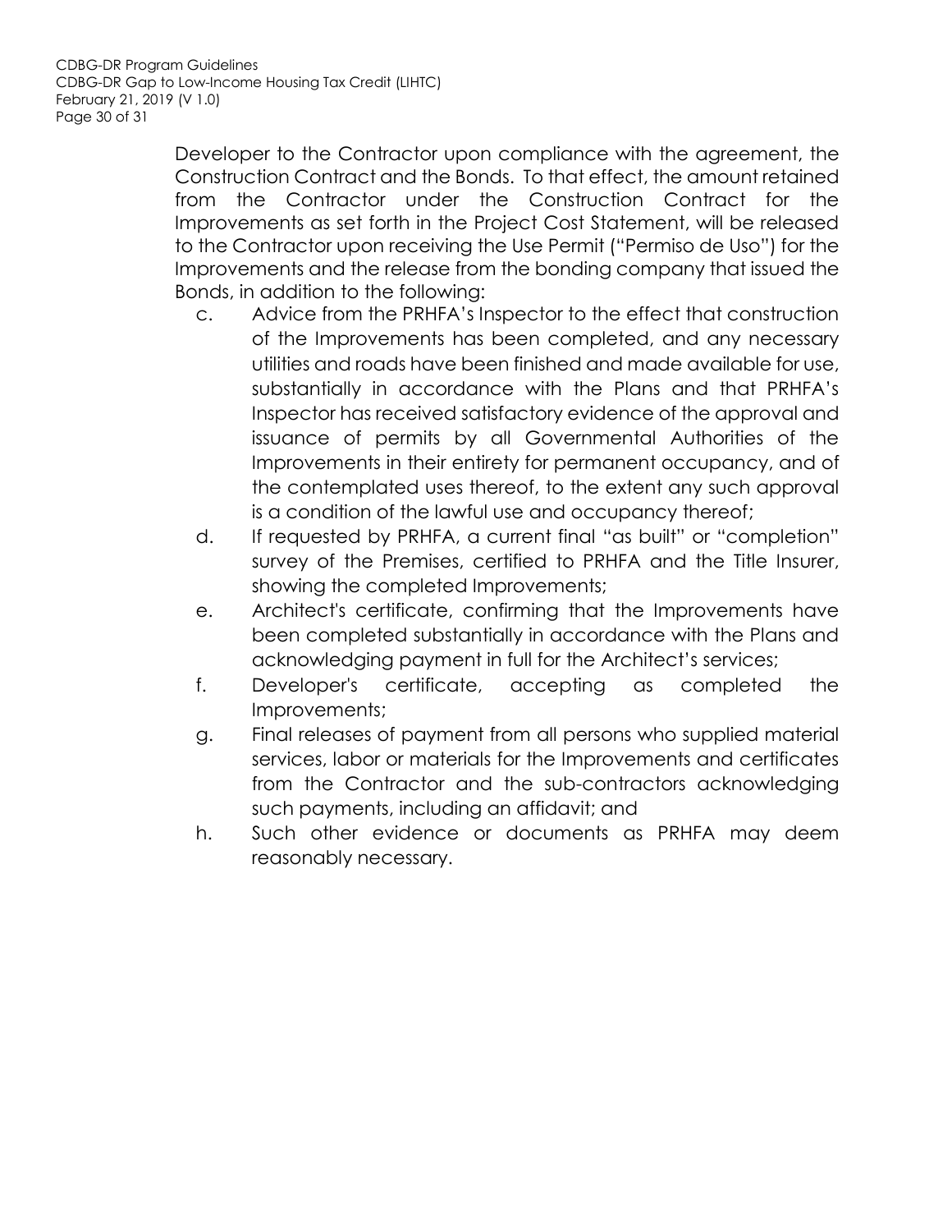Developer to the Contractor upon compliance with the agreement, the Construction Contract and the Bonds. To that effect, the amount retained from the Contractor under the Construction Contract for the Improvements as set forth in the Project Cost Statement, will be released to the Contractor upon receiving the Use Permit ("Permiso de Uso") for the Improvements and the release from the bonding company that issued the Bonds, in addition to the following:

c. Advice from the PRHFA's Inspector to the effect that construction of the Improvements has been completed, and any necessary utilities and roads have been finished and made available for use, substantially in accordance with the Plans and that PRHFA's Inspector has received satisfactory evidence of the approval and issuance of permits by all Governmental Authorities of the Improvements in their entirety for permanent occupancy, and of the contemplated uses thereof, to the extent any such approval is a condition of the lawful use and occupancy thereof;

d. If requested by PRHFA, a current final "as built" or "completion" survey of the Premises, certified to PRHFA and the Title Insurer, showing the completed Improvements;

e. Architect's certificate, confirming that the Improvements have been completed substantially in accordance with the Plans and acknowledging payment in full for the Architect's services;

f. Developer's certificate, accepting as completed the Improvements;

g. Final releases of payment from all persons who supplied material services, labor or materials for the Improvements and certificates from the Contractor and the sub-contractors acknowledging such payments, including an affidavit; and

h. Such other evidence or documents as PRHFA may deem reasonably necessary.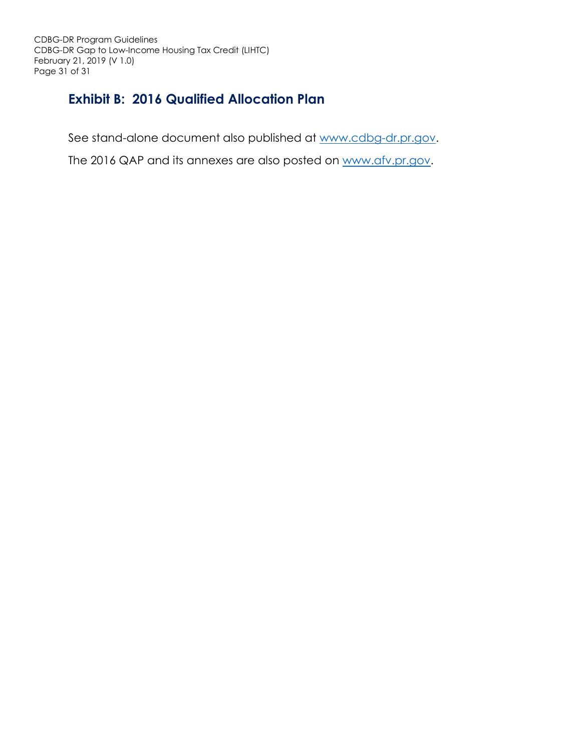## Exhibit B: 2016 Qualified Allocation Plan

See stand-alone document also published at www.cdbg-dr.pr.gov.

The 2016 QAP and its annexes are also posted on www.afv.pr.gov.